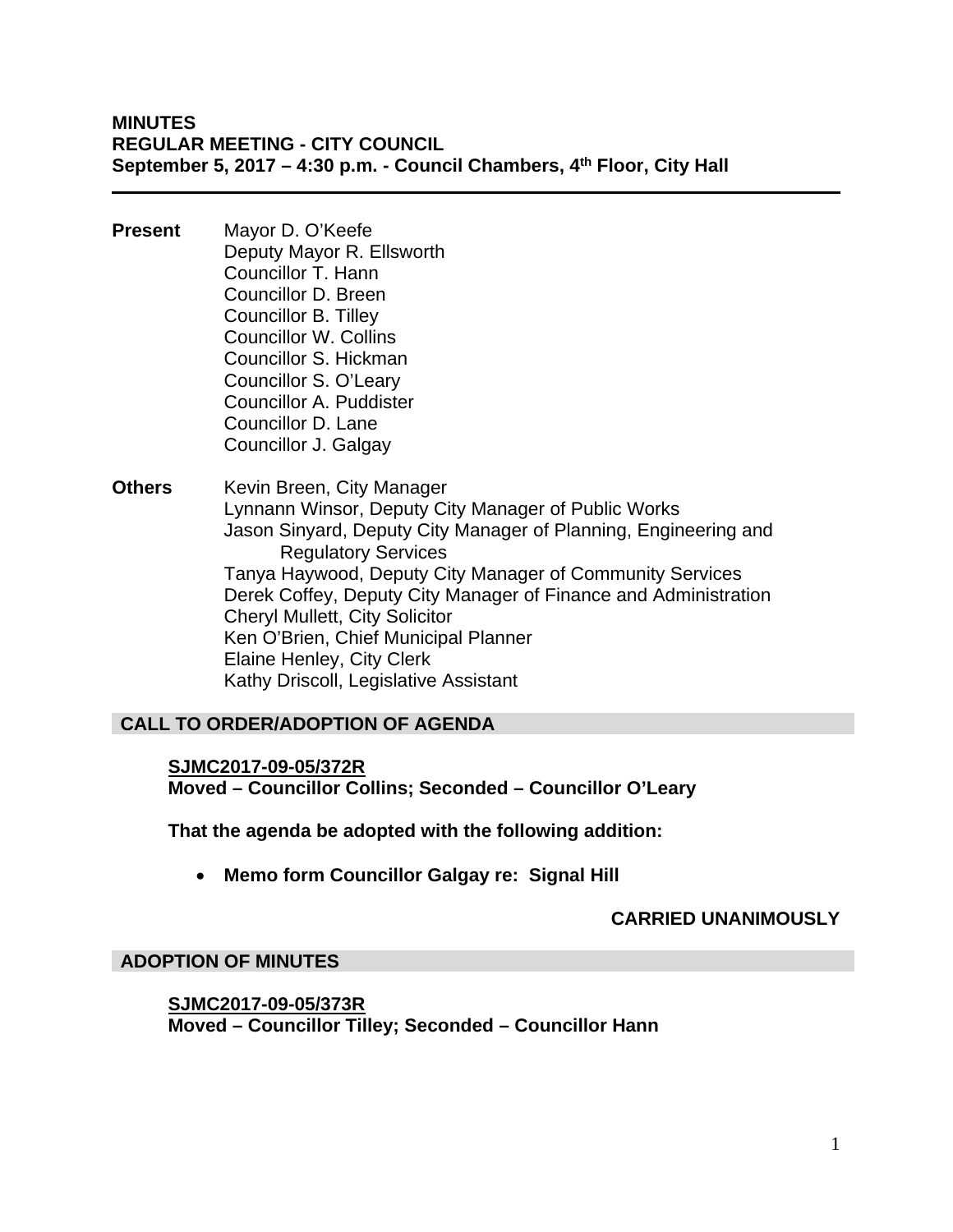**MINUTES**
**REGULAR MEETING - CITY COUNCIL**
**September 5, 2017 – 4:30 p.m. - Council Chambers, 4th Floor, City Hall**

---

**Present** Mayor D. O'Keefe
Deputy Mayor R. Ellsworth
Councillor T. Hann
Councillor D. Breen
Councillor B. Tilley
Councillor W. Collins
Councillor S. Hickman
Councillor S. O'Leary
Councillor A. Puddister
Councillor D. Lane
Councillor J. Galgay

**Others** Kevin Breen, City Manager
Lynnann Winsor, Deputy City Manager of Public Works
Jason Sinyard, Deputy City Manager of Planning, Engineering and Regulatory Services
Tanya Haywood, Deputy City Manager of Community Services
Derek Coffey, Deputy City Manager of Finance and Administration
Cheryl Mullett, City Solicitor
Ken O'Brien, Chief Municipal Planner
Elaine Henley, City Clerk
Kathy Driscoll, Legislative Assistant

## CALL TO ORDER/ADOPTION OF AGENDA

**SJMC2017-09-05/372R**
**Moved – Councillor Collins; Seconded – Councillor O'Leary**

**That the agenda be adopted with the following addition:**

- **Memo form Councillor Galgay re: Signal Hill**

**CARRIED UNANIMOUSLY**

## ADOPTION OF MINUTES

**SJMC2017-09-05/373R**
**Moved – Councillor Tilley; Seconded – Councillor Hann**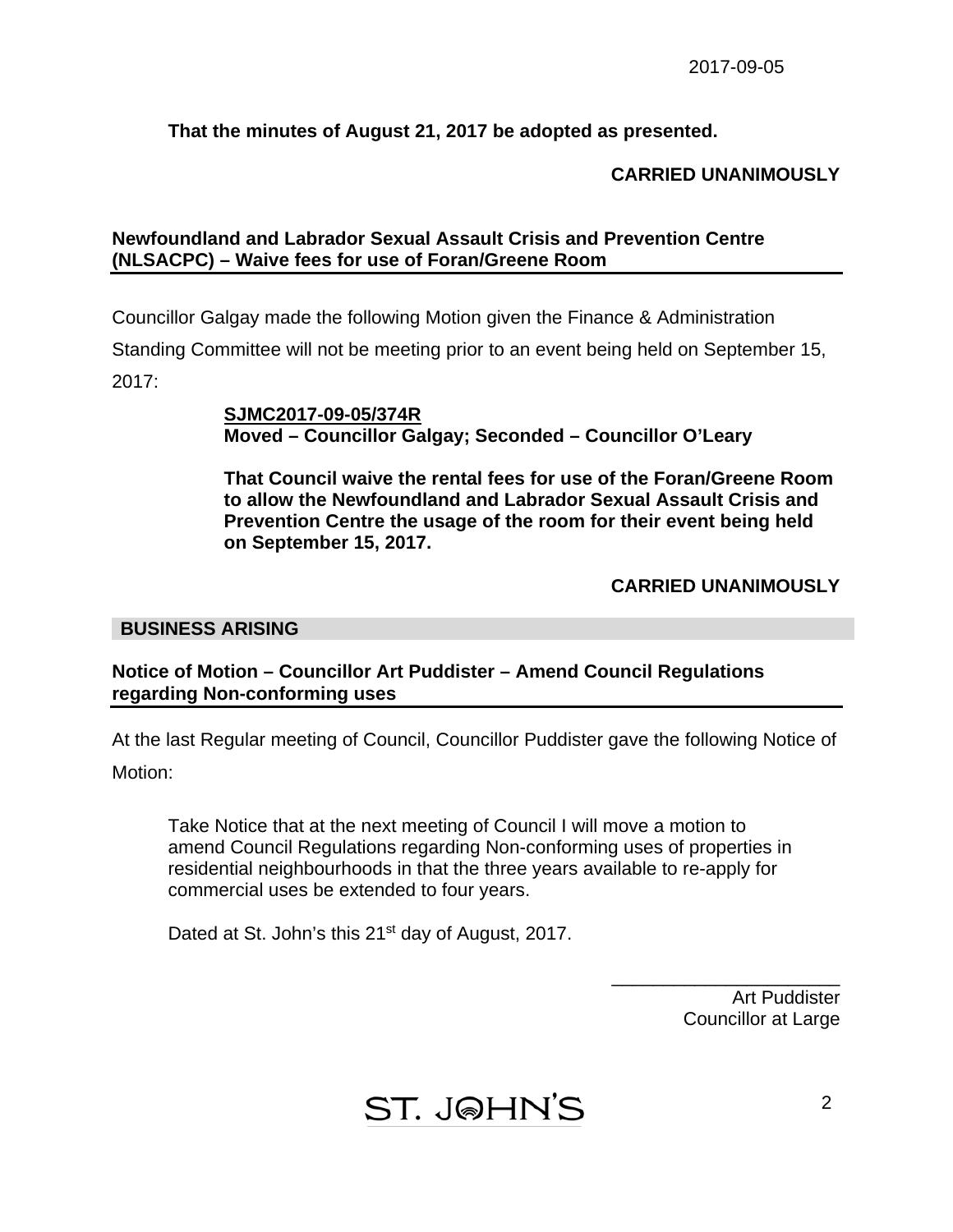**That the minutes of August 21, 2017 be adopted as presented.**

**CARRIED UNANIMOUSLY**

**Newfoundland and Labrador Sexual Assault Crisis and Prevention Centre (NLSACPC) – Waive fees for use of Foran/Greene Room**

Councillor Galgay made the following Motion given the Finance & Administration Standing Committee will not be meeting prior to an event being held on September 15, 2017:

**SJMC2017-09-05/374R**
**Moved – Councillor Galgay; Seconded – Councillor O'Leary**

**That Council waive the rental fees for use of the Foran/Greene Room to allow the Newfoundland and Labrador Sexual Assault Crisis and Prevention Centre the usage of the room for their event being held on September 15, 2017.**

**CARRIED UNANIMOUSLY**

## BUSINESS ARISING

**Notice of Motion – Councillor Art Puddister – Amend Council Regulations regarding Non-conforming uses**

At the last Regular meeting of Council, Councillor Puddister gave the following Notice of Motion:

Take Notice that at the next meeting of Council I will move a motion to amend Council Regulations regarding Non-conforming uses of properties in residential neighbourhoods in that the three years available to re-apply for commercial uses be extended to four years.

Dated at St. John's this 21st day of August, 2017.

\_\_\_\_\_\_\_\_\_\_\_\_\_\_\_\_\_\_\_\_\_\_
Art Puddister
Councillor at Large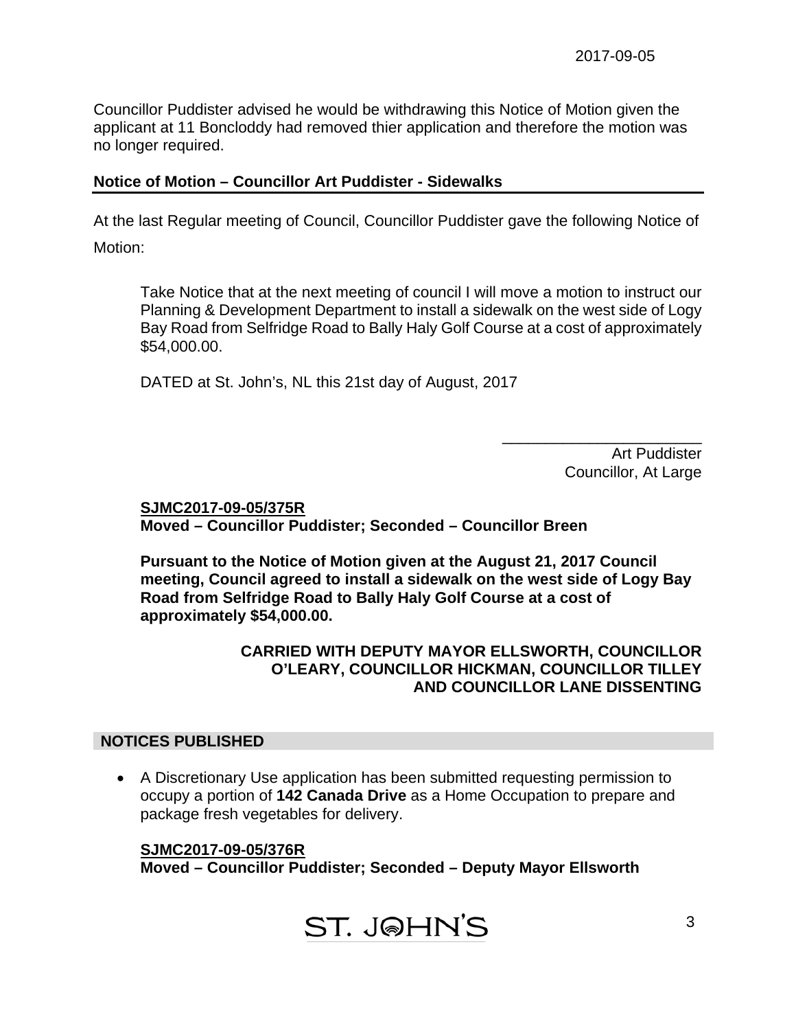Councillor Puddister advised he would be withdrawing this Notice of Motion given the applicant at 11 Boncloddy had removed thier application and therefore the motion was no longer required.

**Notice of Motion – Councillor Art Puddister - Sidewalks**

At the last Regular meeting of Council, Councillor Puddister gave the following Notice of Motion:

> Take Notice that at the next meeting of council I will move a motion to instruct our Planning & Development Department to install a sidewalk on the west side of Logy Bay Road from Selfridge Road to Bally Haly Golf Course at a cost of approximately $54,000.00.
>
> DATED at St. John's, NL this 21st day of August, 2017
>
> \_\_\_\_\_\_\_\_\_\_\_\_\_\_\_\_\_\_\_\_\_\_\_\_
> Art Puddister
> Councillor, At Large

**SJMC2017-09-05/375R**
**Moved – Councillor Puddister; Seconded – Councillor Breen**

**Pursuant to the Notice of Motion given at the August 21, 2017 Council meeting, Council agreed to install a sidewalk on the west side of Logy Bay Road from Selfridge Road to Bally Haly Golf Course at a cost of approximately $54,000.00.**

**CARRIED WITH DEPUTY MAYOR ELLSWORTH, COUNCILLOR O'LEARY, COUNCILLOR HICKMAN, COUNCILLOR TILLEY AND COUNCILLOR LANE DISSENTING**

## NOTICES PUBLISHED

- A Discretionary Use application has been submitted requesting permission to occupy a portion of **142 Canada Drive** as a Home Occupation to prepare and package fresh vegetables for delivery.

**SJMC2017-09-05/376R**
**Moved – Councillor Puddister; Seconded – Deputy Mayor Ellsworth**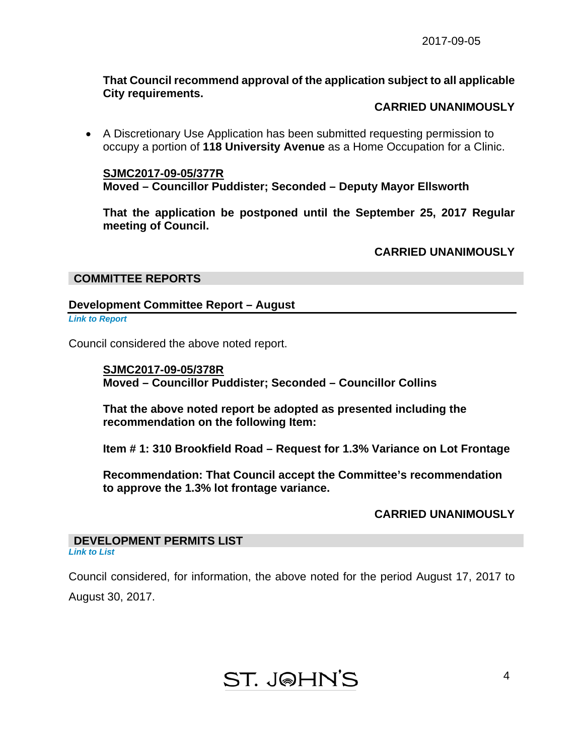**That Council recommend approval of the application subject to all applicable City requirements.**

**CARRIED UNANIMOUSLY**

- A Discretionary Use Application has been submitted requesting permission to occupy a portion of **118 University Avenue** as a Home Occupation for a Clinic.

**SJMC2017-09-05/377R**
**Moved – Councillor Puddister; Seconded – Deputy Mayor Ellsworth**

**That the application be postponed until the September 25, 2017 Regular meeting of Council.**

**CARRIED UNANIMOUSLY**

## COMMITTEE REPORTS

### Development Committee Report – August

*Link to Report*

Council considered the above noted report.

**SJMC2017-09-05/378R**
**Moved – Councillor Puddister; Seconded – Councillor Collins**

**That the above noted report be adopted as presented including the recommendation on the following Item:**

**Item # 1: 310 Brookfield Road – Request for 1.3% Variance on Lot Frontage**

**Recommendation: That Council accept the Committee's recommendation to approve the 1.3% lot frontage variance.**

**CARRIED UNANIMOUSLY**

## DEVELOPMENT PERMITS LIST

*Link to List*

Council considered, for information, the above noted for the period August 17, 2017 to August 30, 2017.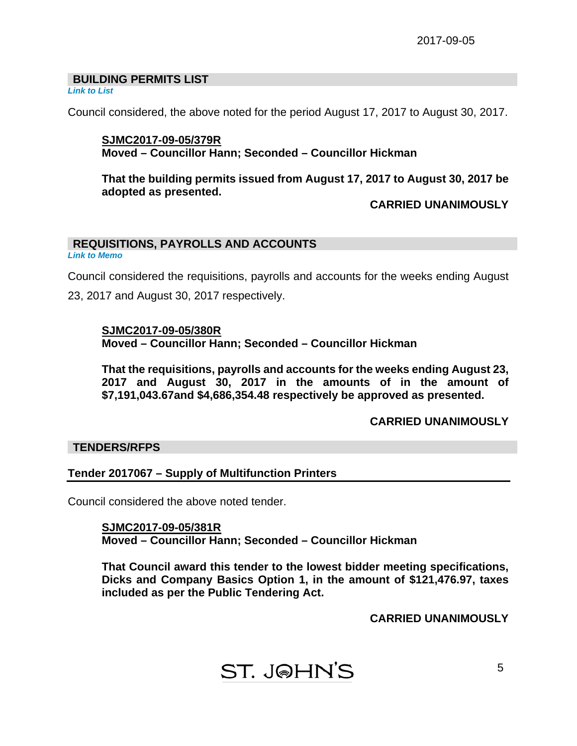## BUILDING PERMITS LIST

*Link to List*

Council considered, the above noted for the period August 17, 2017 to August 30, 2017.

> **SJMC2017-09-05/379R**
> **Moved – Councillor Hann; Seconded – Councillor Hickman**
>
> **That the building permits issued from August 17, 2017 to August 30, 2017 be adopted as presented.**
>
> **CARRIED UNANIMOUSLY**

## REQUISITIONS, PAYROLLS AND ACCOUNTS

*Link to Memo*

Council considered the requisitions, payrolls and accounts for the weeks ending August 23, 2017 and August 30, 2017 respectively.

> **SJMC2017-09-05/380R**
> **Moved – Councillor Hann; Seconded – Councillor Hickman**
>
> **That the requisitions, payrolls and accounts for the weeks ending August 23, 2017 and August 30, 2017 in the amounts of in the amount of $7,191,043.67and $4,686,354.48 respectively be approved as presented.**
>
> **CARRIED UNANIMOUSLY**

## TENDERS/RFPS

### Tender 2017067 – Supply of Multifunction Printers

Council considered the above noted tender.

> **SJMC2017-09-05/381R**
> **Moved – Councillor Hann; Seconded – Councillor Hickman**
>
> **That Council award this tender to the lowest bidder meeting specifications, Dicks and Company Basics Option 1, in the amount of $121,476.97, taxes included as per the Public Tendering Act.**
>
> **CARRIED UNANIMOUSLY**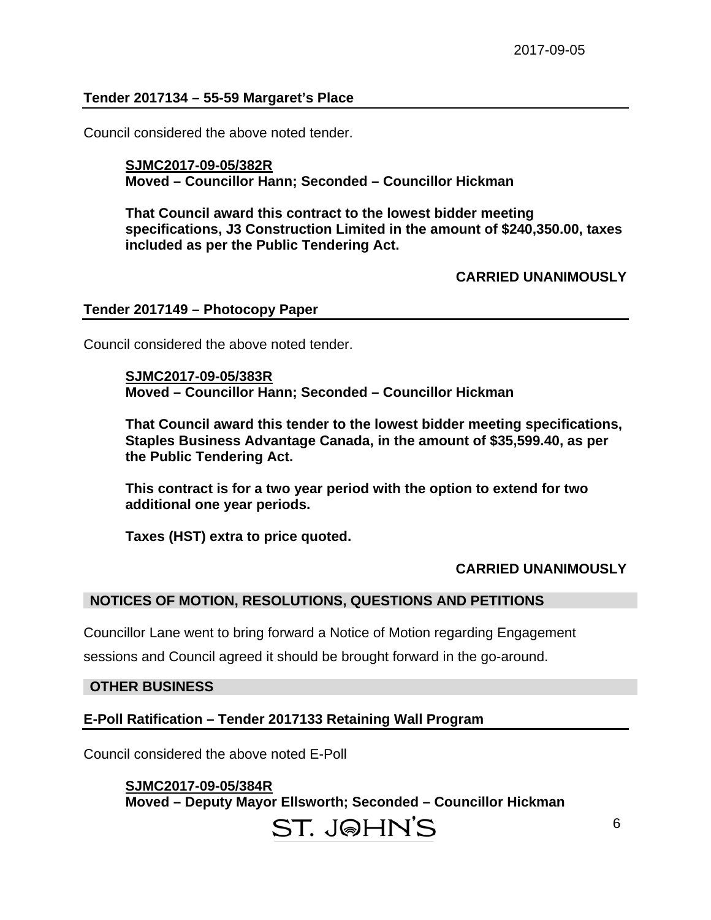### Tender 2017134 – 55-59 Margaret's Place

Council considered the above noted tender.

> **SJMC2017-09-05/382R**
> **Moved – Councillor Hann; Seconded – Councillor Hickman**
>
> **That Council award this contract to the lowest bidder meeting specifications, J3 Construction Limited in the amount of $240,350.00, taxes included as per the Public Tendering Act.**

**CARRIED UNANIMOUSLY**

### Tender 2017149 – Photocopy Paper

Council considered the above noted tender.

> **SJMC2017-09-05/383R**
> **Moved – Councillor Hann; Seconded – Councillor Hickman**
>
> **That Council award this tender to the lowest bidder meeting specifications, Staples Business Advantage Canada, in the amount of $35,599.40, as per the Public Tendering Act.**
>
> **This contract is for a two year period with the option to extend for two additional one year periods.**
>
> **Taxes (HST) extra to price quoted.**

**CARRIED UNANIMOUSLY**

## NOTICES OF MOTION, RESOLUTIONS, QUESTIONS AND PETITIONS

Councillor Lane went to bring forward a Notice of Motion regarding Engagement sessions and Council agreed it should be brought forward in the go-around.

## OTHER BUSINESS

### E-Poll Ratification – Tender 2017133 Retaining Wall Program

Council considered the above noted E-Poll

> **SJMC2017-09-05/384R**
> **Moved – Deputy Mayor Ellsworth; Seconded – Councillor Hickman**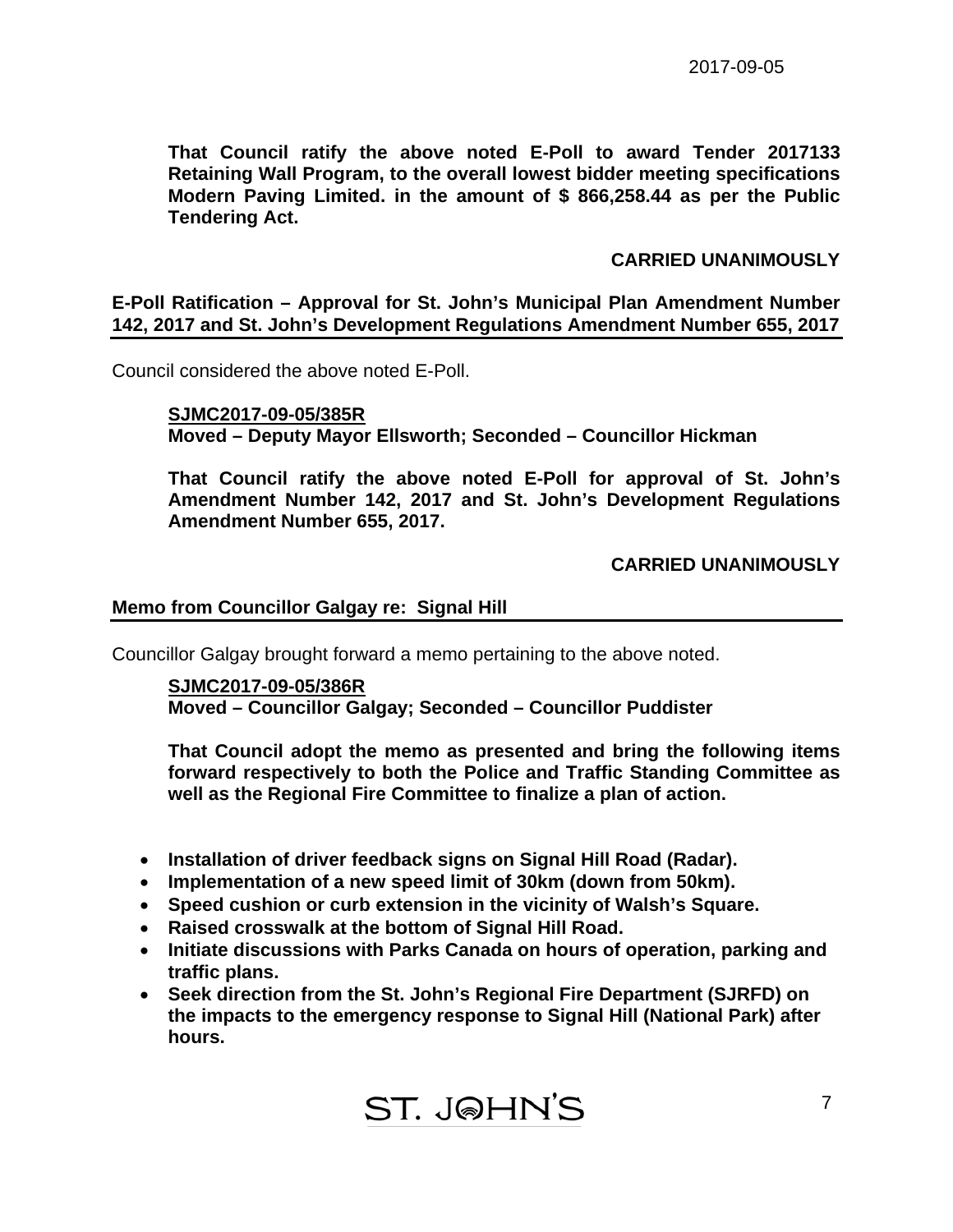**That Council ratify the above noted E-Poll to award Tender 2017133 Retaining Wall Program, to the overall lowest bidder meeting specifications Modern Paving Limited. in the amount of $ 866,258.44 as per the Public Tendering Act.**

**CARRIED UNANIMOUSLY**

**E-Poll Ratification – Approval for St. John's Municipal Plan Amendment Number 142, 2017 and St. John's Development Regulations Amendment Number 655, 2017**

Council considered the above noted E-Poll.

**SJMC2017-09-05/385R**
**Moved – Deputy Mayor Ellsworth; Seconded – Councillor Hickman**

**That Council ratify the above noted E-Poll for approval of St. John's Amendment Number 142, 2017 and St. John's Development Regulations Amendment Number 655, 2017.**

**CARRIED UNANIMOUSLY**

**Memo from Councillor Galgay re: Signal Hill**

Councillor Galgay brought forward a memo pertaining to the above noted.

**SJMC2017-09-05/386R**
**Moved – Councillor Galgay; Seconded – Councillor Puddister**

**That Council adopt the memo as presented and bring the following items forward respectively to both the Police and Traffic Standing Committee as well as the Regional Fire Committee to finalize a plan of action.**

- **Installation of driver feedback signs on Signal Hill Road (Radar).**
- **Implementation of a new speed limit of 30km (down from 50km).**
- **Speed cushion or curb extension in the vicinity of Walsh's Square.**
- **Raised crosswalk at the bottom of Signal Hill Road.**
- **Initiate discussions with Parks Canada on hours of operation, parking and traffic plans.**
- **Seek direction from the St. John's Regional Fire Department (SJRFD) on the impacts to the emergency response to Signal Hill (National Park) after hours.**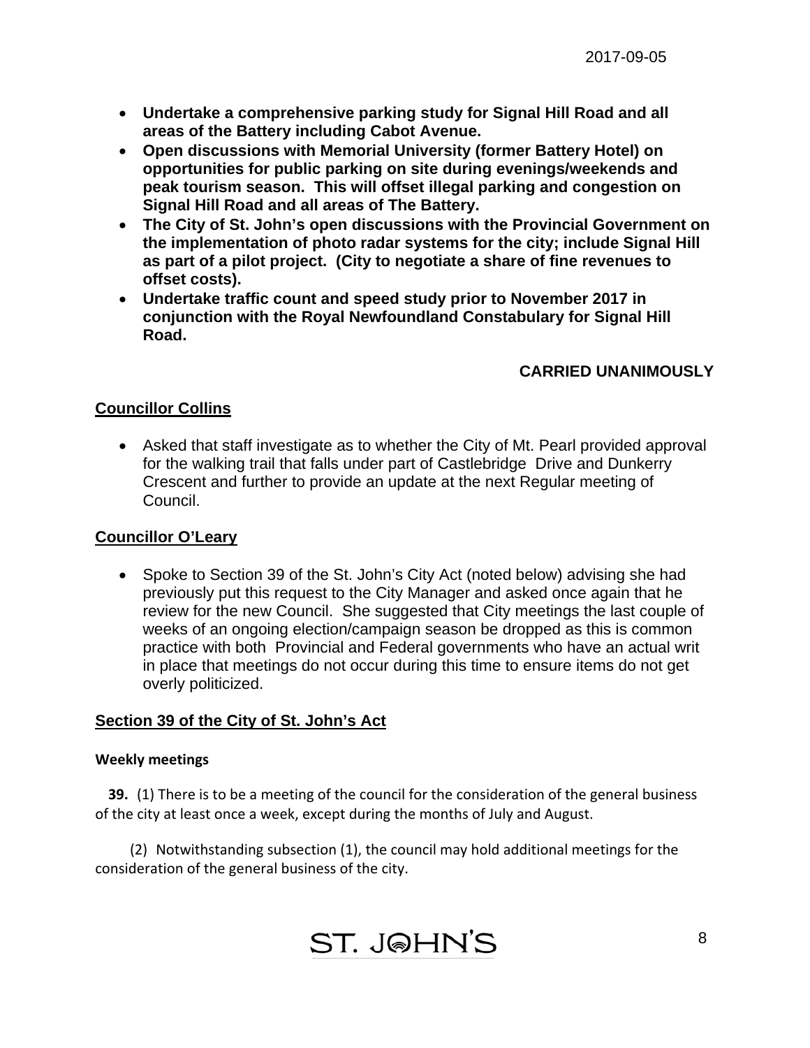- **Undertake a comprehensive parking study for Signal Hill Road and all areas of the Battery including Cabot Avenue.**
- **Open discussions with Memorial University (former Battery Hotel) on opportunities for public parking on site during evenings/weekends and peak tourism season. This will offset illegal parking and congestion on Signal Hill Road and all areas of The Battery.**
- **The City of St. John's open discussions with the Provincial Government on the implementation of photo radar systems for the city; include Signal Hill as part of a pilot project. (City to negotiate a share of fine revenues to offset costs).**
- **Undertake traffic count and speed study prior to November 2017 in conjunction with the Royal Newfoundland Constabulary for Signal Hill Road.**

**CARRIED UNANIMOUSLY**

## Councillor Collins

- Asked that staff investigate as to whether the City of Mt. Pearl provided approval for the walking trail that falls under part of Castlebridge Drive and Dunkerry Crescent and further to provide an update at the next Regular meeting of Council.

## Councillor O'Leary

- Spoke to Section 39 of the St. John's City Act (noted below) advising she had previously put this request to the City Manager and asked once again that he review for the new Council. She suggested that City meetings the last couple of weeks of an ongoing election/campaign season be dropped as this is common practice with both Provincial and Federal governments who have an actual writ in place that meetings do not occur during this time to ensure items do not get overly politicized.

## Section 39 of the City of St. John's Act

**Weekly meetings**

**39.** (1) There is to be a meeting of the council for the consideration of the general business of the city at least once a week, except during the months of July and August.

(2) Notwithstanding subsection (1), the council may hold additional meetings for the consideration of the general business of the city.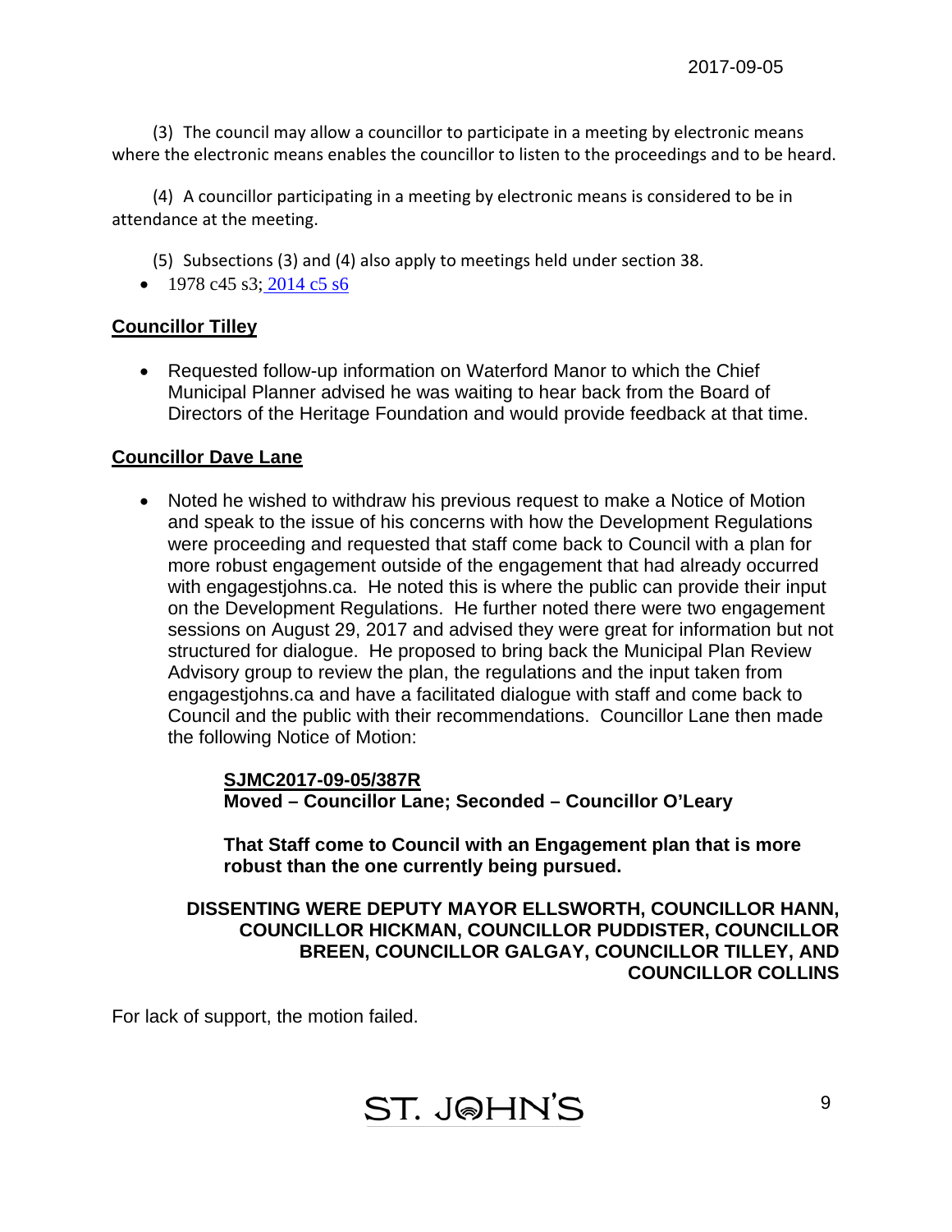(3) The council may allow a councillor to participate in a meeting by electronic means where the electronic means enables the councillor to listen to the proceedings and to be heard.

(4) A councillor participating in a meeting by electronic means is considered to be in attendance at the meeting.

(5) Subsections (3) and (4) also apply to meetings held under section 38.

- 1978 c45 s3; 2014 c5 s6

**Councillor Tilley**

- Requested follow-up information on Waterford Manor to which the Chief Municipal Planner advised he was waiting to hear back from the Board of Directors of the Heritage Foundation and would provide feedback at that time.

**Councillor Dave Lane**

- Noted he wished to withdraw his previous request to make a Notice of Motion and speak to the issue of his concerns with how the Development Regulations were proceeding and requested that staff come back to Council with a plan for more robust engagement outside of the engagement that had already occurred with engagestjohns.ca. He noted this is where the public can provide their input on the Development Regulations. He further noted there were two engagement sessions on August 29, 2017 and advised they were great for information but not structured for dialogue. He proposed to bring back the Municipal Plan Review Advisory group to review the plan, the regulations and the input taken from engagestjohns.ca and have a facilitated dialogue with staff and come back to Council and the public with their recommendations. Councillor Lane then made the following Notice of Motion:

**SJMC2017-09-05/387R**
**Moved – Councillor Lane; Seconded – Councillor O'Leary**

**That Staff come to Council with an Engagement plan that is more robust than the one currently being pursued.**

**DISSENTING WERE DEPUTY MAYOR ELLSWORTH, COUNCILLOR HANN, COUNCILLOR HICKMAN, COUNCILLOR PUDDISTER, COUNCILLOR BREEN, COUNCILLOR GALGAY, COUNCILLOR TILLEY, AND COUNCILLOR COLLINS**

For lack of support, the motion failed.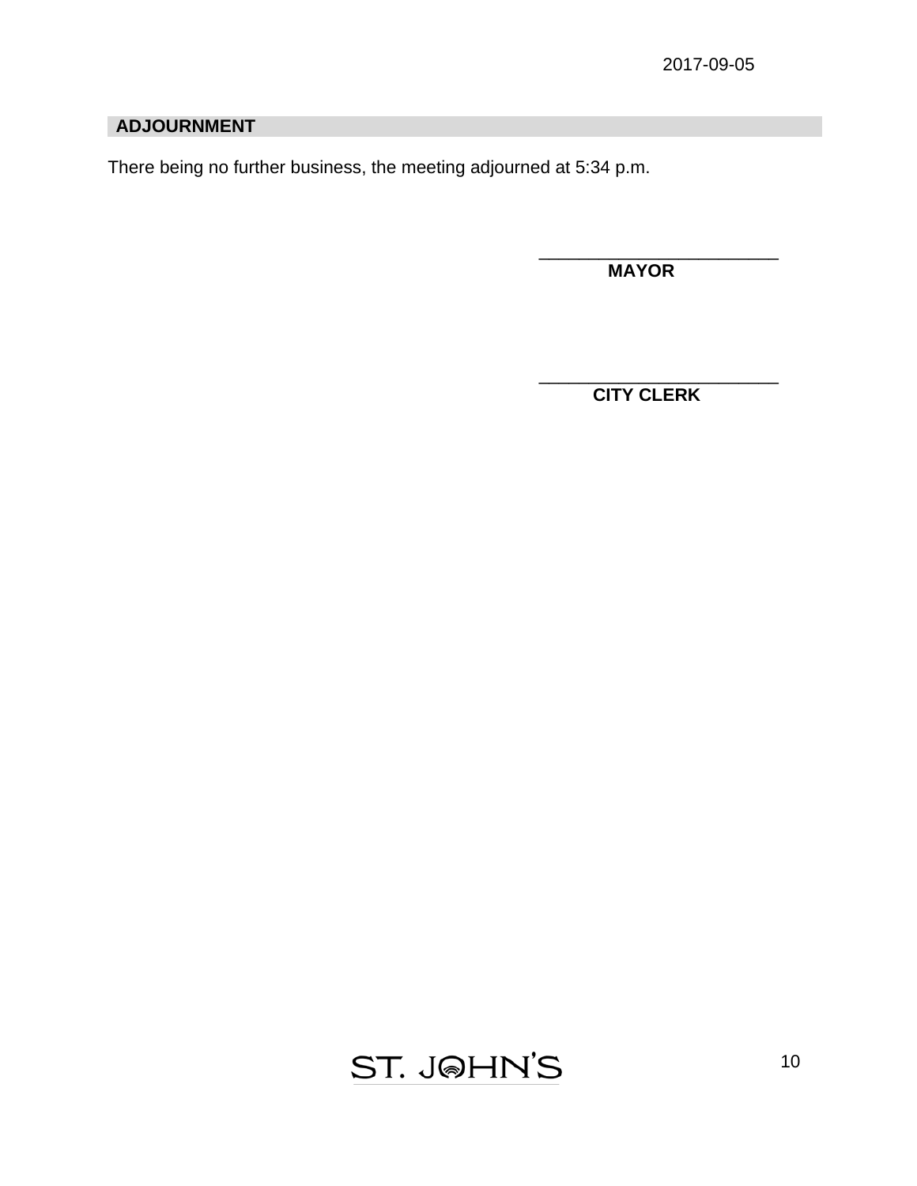## ADJOURNMENT

There being no further business, the meeting adjourned at 5:34 p.m.

\_\_\_\_\_\_\_\_\_\_\_\_\_\_\_\_\_\_\_\_\_\_\_\_\_\_
**MAYOR**

\_\_\_\_\_\_\_\_\_\_\_\_\_\_\_\_\_\_\_\_\_\_\_\_\_\_
**CITY CLERK**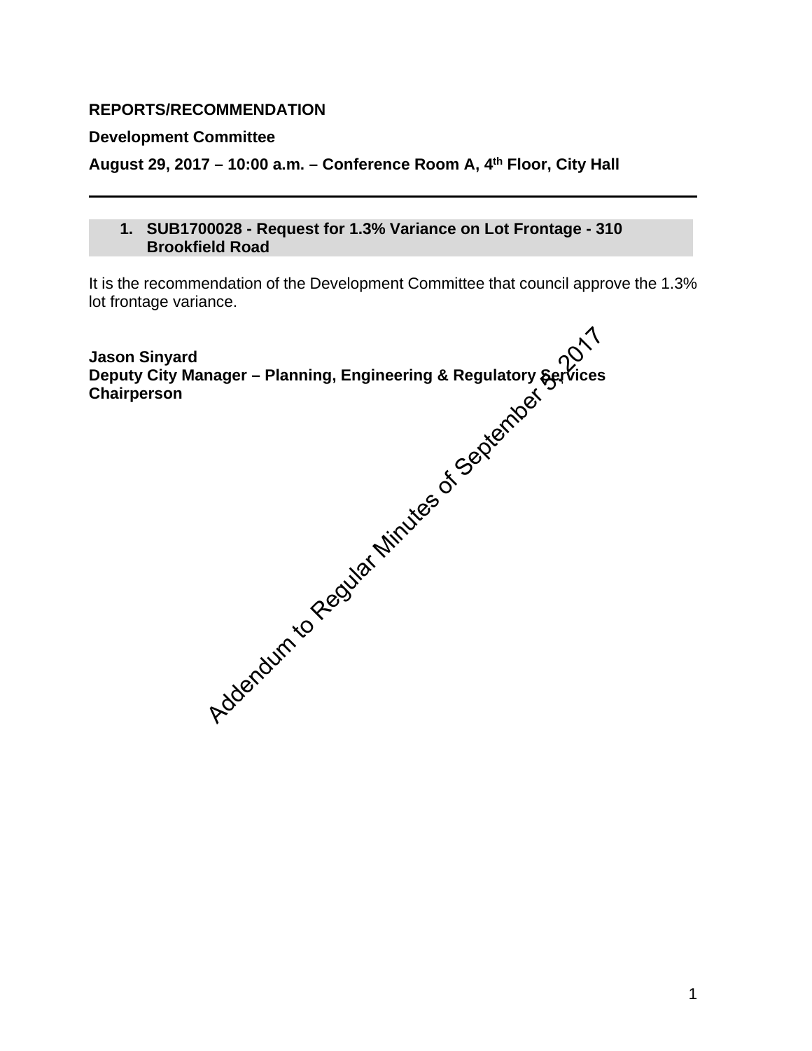**REPORTS/RECOMMENDATION**

**Development Committee**

**August 29, 2017 – 10:00 a.m. – Conference Room A, 4th Floor, City Hall**

---

**1. SUB1700028 - Request for 1.3% Variance on Lot Frontage - 310 Brookfield Road**

It is the recommendation of the Development Committee that council approve the 1.3% lot frontage variance.

**Jason Sinyard**
**Deputy City Manager – Planning, Engineering & Regulatory Services**
**Chairperson**

Addendum to Regular Minutes of September 5, 2017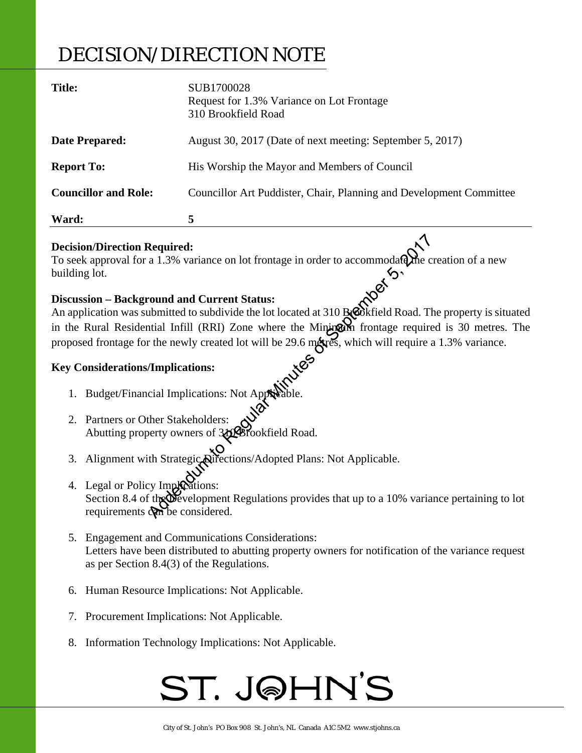# DECISION/DIRECTION NOTE

| | |
|---|---|
| **Title:** | SUB1700028<br>Request for 1.3% Variance on Lot Frontage<br>310 Brookfield Road |
| **Date Prepared:** | August 30, 2017 (Date of next meeting: September 5, 2017) |
| **Report To:** | His Worship the Mayor and Members of Council |
| **Councillor and Role:** | Councillor Art Puddister, Chair, Planning and Development Committee |
| **Ward:** | 5 |

**Decision/Direction Required:**
To seek approval for a 1.3% variance on lot frontage in order to accommodate the creation of a new building lot.

**Discussion – Background and Current Status:**
An application was submitted to subdivide the lot located at 310 Brookfield Road. The property is situated in the Rural Residential Infill (RRI) Zone where the Minimum frontage required is 30 metres. The proposed frontage for the newly created lot will be 29.6 metres, which will require a 1.3% variance.

**Key Considerations/Implications:**

1. Budget/Financial Implications: Not Applicable.

2. Partners or Other Stakeholders:
   Abutting property owners of 310 Brookfield Road.

3. Alignment with Strategic Directions/Adopted Plans: Not Applicable.

4. Legal or Policy Implications:
   Section 8.4 of the Development Regulations provides that up to a 10% variance pertaining to lot requirements can be considered.

5. Engagement and Communications Considerations:
   Letters have been distributed to abutting property owners for notification of the variance request as per Section 8.4(3) of the Regulations.

6. Human Resource Implications: Not Applicable.

7. Procurement Implications: Not Applicable.

8. Information Technology Implications: Not Applicable.

ST. JOHN'S

City of St. John's PO Box 908 St. John's, NL Canada A1C 5M2 www.stjohns.ca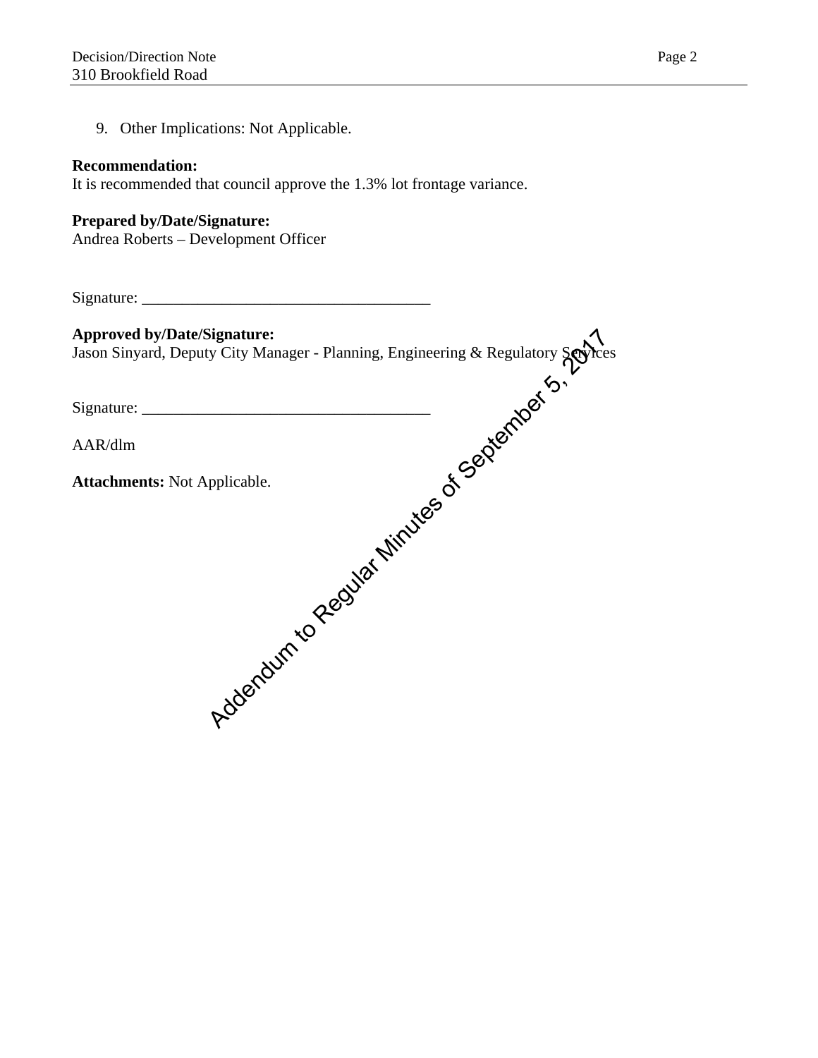9. Other Implications: Not Applicable.

**Recommendation:**
It is recommended that council approve the 1.3% lot frontage variance.

**Prepared by/Date/Signature:**
Andrea Roberts – Development Officer

Signature: ___________________________________

**Approved by/Date/Signature:**
Jason Sinyard, Deputy City Manager - Planning, Engineering & Regulatory Services

Signature: ___________________________________

AAR/dlm

**Attachments:** Not Applicable.

Addendum to Regular Minutes of September 5, 2017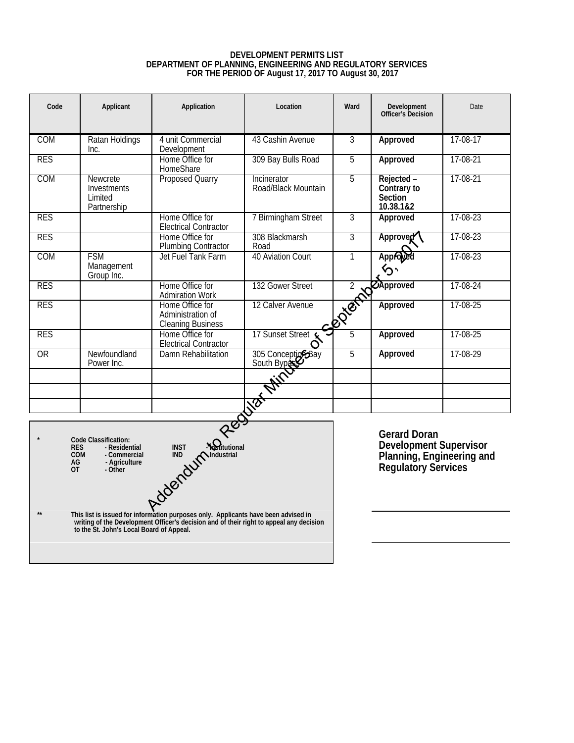**DEVELOPMENT PERMITS LIST**
**DEPARTMENT OF PLANNING, ENGINEERING AND REGULATORY SERVICES**
**FOR THE PERIOD OF August 17, 2017 TO August 30, 2017**

| Code | Applicant | Application | Location | Ward | Development Officer's Decision | Date |
|---|---|---|---|---|---|---|
| COM | Ratan Holdings Inc. | 4 unit Commercial Development | 43 Cashin Avenue | 3 | **Approved** | 17-08-17 |
| RES | | Home Office for HomeShare | 309 Bay Bulls Road | 5 | **Approved** | 17-08-21 |
| COM | Newcrete Investments Limited Partnership | Proposed Quarry | Incinerator Road/Black Mountain | 5 | **Rejected – Contrary to Section 10.38.1&2** | 17-08-21 |
| RES | | Home Office for Electrical Contractor | 7 Birmingham Street | 3 | **Approved** | 17-08-23 |
| RES | | Home Office for Plumbing Contractor | 308 Blackmarsh Road | 3 | **Approved** | 17-08-23 |
| COM | FSM Management Group Inc. | Jet Fuel Tank Farm | 40 Aviation Court | 1 | **Approved** | 17-08-23 |
| RES | | Home Office for Admiration Work | 132 Gower Street | 2 | **Approved** | 17-08-24 |
| RES | | Home Office for Administration of Cleaning Business | 12 Calver Avenue | 2 | **Approved** | 17-08-25 |
| RES | | Home Office for Electrical Contractor | 17 Sunset Street | 5 | **Approved** | 17-08-25 |
| OR | Newfoundland Power Inc. | Damn Rehabilitation | 305 Conception Bay South Bypass | 5 | **Approved** | 17-08-29 |
| | | | | | | |
| | | | | | | |
| | | | | | | |

Addendum to Regular Minutes of September 5, 2017

\* **Code Classification:**
**RES - Residential** **INST - Institutional**
**COM - Commercial** **IND - Industrial**
**AG - Agriculture**
**OT - Other**

\*\* **This list is issued for information purposes only. Applicants have been advised in writing of the Development Officer's decision and of their right to appeal any decision to the St. John's Local Board of Appeal.**

**Gerard Doran**
**Development Supervisor**
**Planning, Engineering and Regulatory Services**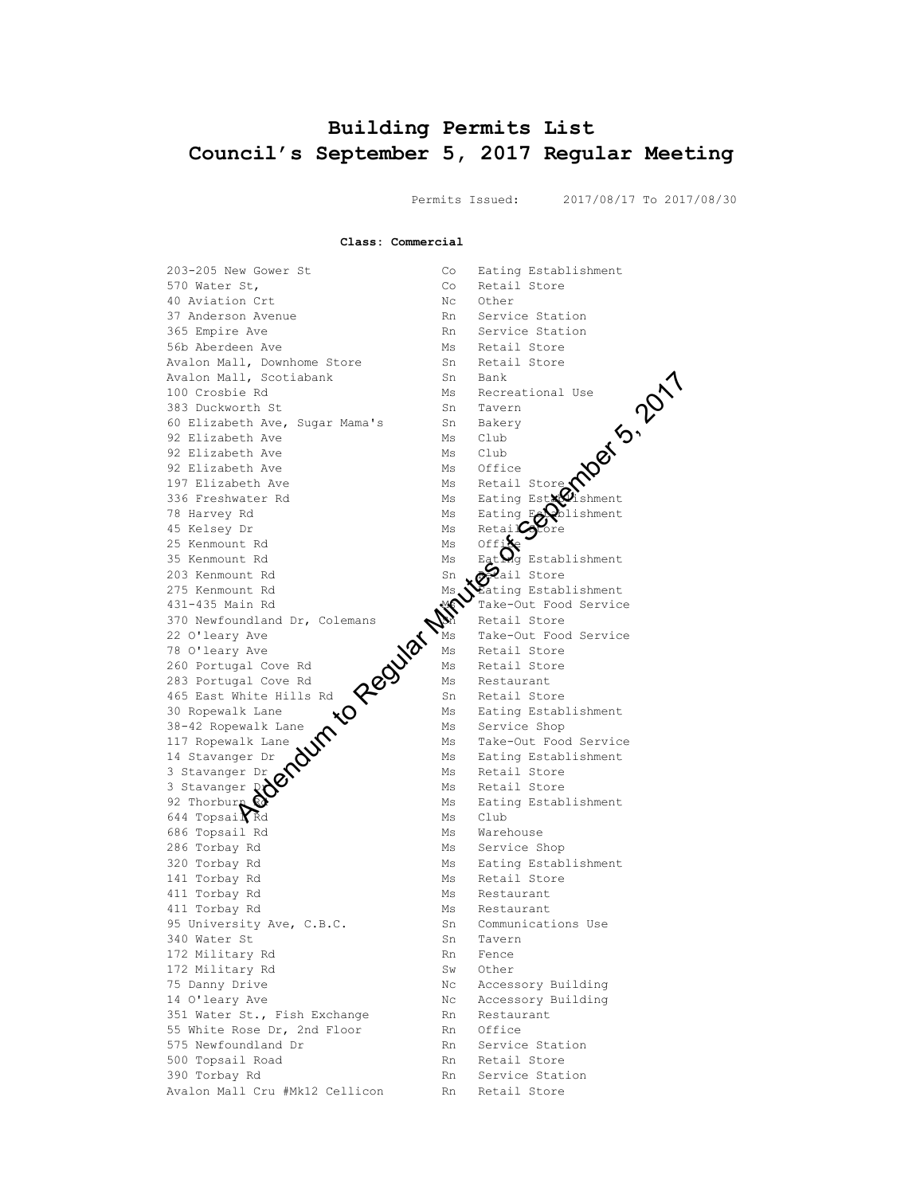# Building Permits List
# Council's September 5, 2017 Regular Meeting

Permits Issued: 2017/08/17 To 2017/08/30

**Class: Commercial**

| | | |
|---|---|---|
| 203-205 New Gower St | Co | Eating Establishment |
| 570 Water St, | Co | Retail Store |
| 40 Aviation Crt | Nc | Other |
| 37 Anderson Avenue | Rn | Service Station |
| 365 Empire Ave | Rn | Service Station |
| 56b Aberdeen Ave | Ms | Retail Store |
| Avalon Mall, Downhome Store | Sn | Retail Store |
| Avalon Mall, Scotiabank | Sn | Bank |
| 100 Crosbie Rd | Ms | Recreational Use |
| 383 Duckworth St | Sn | Tavern |
| 60 Elizabeth Ave, Sugar Mama's | Sn | Bakery |
| 92 Elizabeth Ave | Ms | Club |
| 92 Elizabeth Ave | Ms | Club |
| 92 Elizabeth Ave | Ms | Office |
| 197 Elizabeth Ave | Ms | Retail Store |
| 336 Freshwater Rd | Ms | Eating Establishment |
| 78 Harvey Rd | Ms | Eating Establishment |
| 45 Kelsey Dr | Ms | Retail Store |
| 25 Kenmount Rd | Ms | Office |
| 35 Kenmount Rd | Ms | Eating Establishment |
| 203 Kenmount Rd | Sn | Retail Store |
| 275 Kenmount Rd | Ms | Eating Establishment |
| 431-435 Main Rd | Ms | Take-Out Food Service |
| 370 Newfoundland Dr, Colemans | Sn | Retail Store |
| 22 O'leary Ave | Ms | Take-Out Food Service |
| 78 O'leary Ave | Ms | Retail Store |
| 260 Portugal Cove Rd | Ms | Retail Store |
| 283 Portugal Cove Rd | Ms | Restaurant |
| 465 East White Hills Rd | Sn | Retail Store |
| 30 Ropewalk Lane | Ms | Eating Establishment |
| 38-42 Ropewalk Lane | Ms | Service Shop |
| 117 Ropewalk Lane | Ms | Take-Out Food Service |
| 14 Stavanger Dr | Ms | Eating Establishment |
| 3 Stavanger Dr | Ms | Retail Store |
| 3 Stavanger Dr | Ms | Retail Store |
| 92 Thorburn Rd | Ms | Eating Establishment |
| 644 Topsail Rd | Ms | Club |
| 686 Topsail Rd | Ms | Warehouse |
| 286 Torbay Rd | Ms | Service Shop |
| 320 Torbay Rd | Ms | Eating Establishment |
| 141 Torbay Rd | Ms | Retail Store |
| 411 Torbay Rd | Ms | Restaurant |
| 411 Torbay Rd | Ms | Restaurant |
| 95 University Ave, C.B.C. | Sn | Communications Use |
| 340 Water St | Sn | Tavern |
| 172 Military Rd | Rn | Fence |
| 172 Military Rd | Sw | Other |
| 75 Danny Drive | Nc | Accessory Building |
| 14 O'leary Ave | Nc | Accessory Building |
| 351 Water St., Fish Exchange | Rn | Restaurant |
| 55 White Rose Dr, 2nd Floor | Rn | Office |
| 575 Newfoundland Dr | Rn | Service Station |
| 500 Topsail Road | Rn | Retail Store |
| 390 Torbay Rd | Rn | Service Station |
| Avalon Mall Cru #Mk12 Cellicon | Rn | Retail Store |

Addendum to Regular Minutes of September 5, 2017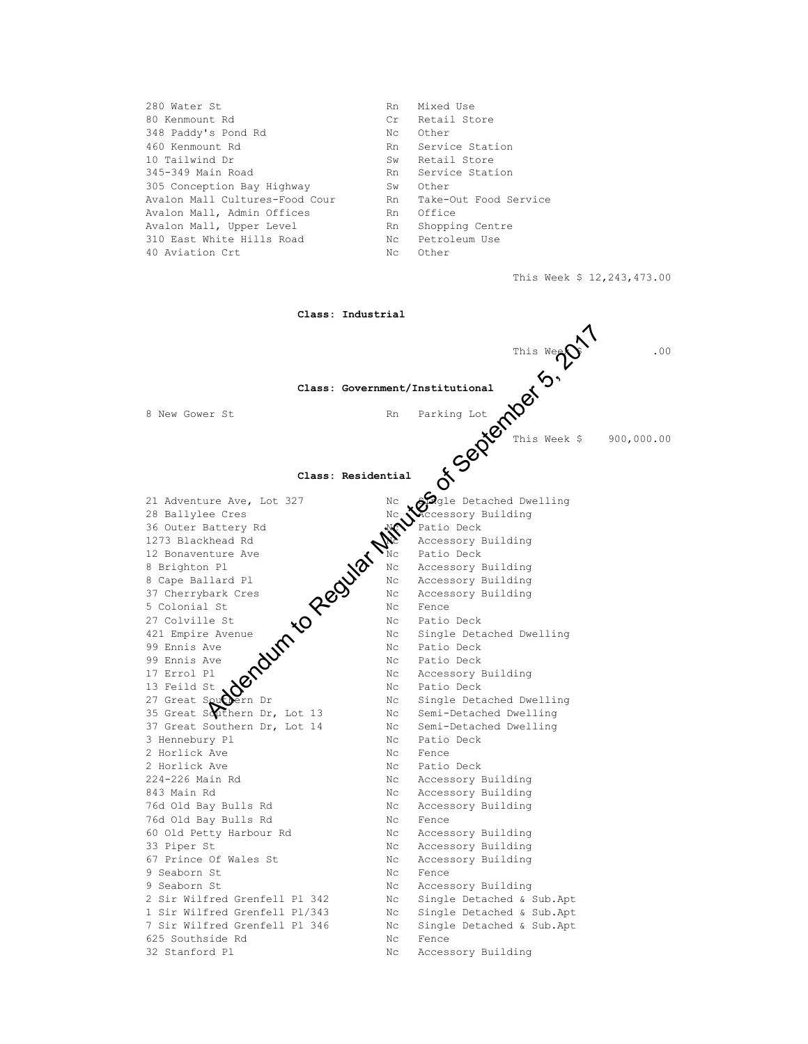| | | |
|---|---|---|
| 280 Water St | Rn | Mixed Use |
| 80 Kenmount Rd | Cr | Retail Store |
| 348 Paddy's Pond Rd | Nc | Other |
| 460 Kenmount Rd | Rn | Service Station |
| 10 Tailwind Dr | Sw | Retail Store |
| 345-349 Main Road | Rn | Service Station |
| 305 Conception Bay Highway | Sw | Other |
| Avalon Mall Cultures-Food Cour | Rn | Take-Out Food Service |
| Avalon Mall, Admin Offices | Rn | Office |
| Avalon Mall, Upper Level | Rn | Shopping Centre |
| 310 East White Hills Road | Nc | Petroleum Use |
| 40 Aviation Crt | Nc | Other |

This Week $ 12,243,473.00

**Class: Industrial**

This Week $ .00

**Class: Government/Institutional**

| | | |
|---|---|---|
| 8 New Gower St | Rn | Parking Lot |

This Week $ 900,000.00

**Class: Residential**

| | | |
|---|---|---|
| 21 Adventure Ave, Lot 327 | Nc | Single Detached Dwelling |
| 28 Ballylee Cres | Nc | Accessory Building |
| 36 Outer Battery Rd | Nc | Patio Deck |
| 1273 Blackhead Rd | Nc | Accessory Building |
| 12 Bonaventure Ave | Nc | Patio Deck |
| 8 Brighton Pl | Nc | Accessory Building |
| 8 Cape Ballard Pl | Nc | Accessory Building |
| 37 Cherrybark Cres | Nc | Accessory Building |
| 5 Colonial St | Nc | Fence |
| 27 Colville St | Nc | Patio Deck |
| 421 Empire Avenue | Nc | Single Detached Dwelling |
| 99 Ennis Ave | Nc | Patio Deck |
| 99 Ennis Ave | Nc | Patio Deck |
| 17 Errol Pl | Nc | Accessory Building |
| 13 Feild St | Nc | Patio Deck |
| 27 Great Southern Dr | Nc | Single Detached Dwelling |
| 35 Great Southern Dr, Lot 13 | Nc | Semi-Detached Dwelling |
| 37 Great Southern Dr, Lot 14 | Nc | Semi-Detached Dwelling |
| 3 Hennebury Pl | Nc | Patio Deck |
| 2 Horlick Ave | Nc | Fence |
| 2 Horlick Ave | Nc | Patio Deck |
| 224-226 Main Rd | Nc | Accessory Building |
| 843 Main Rd | Nc | Accessory Building |
| 76d Old Bay Bulls Rd | Nc | Accessory Building |
| 76d Old Bay Bulls Rd | Nc | Fence |
| 60 Old Petty Harbour Rd | Nc | Accessory Building |
| 33 Piper St | Nc | Accessory Building |
| 67 Prince Of Wales St | Nc | Accessory Building |
| 9 Seaborn St | Nc | Fence |
| 9 Seaborn St | Nc | Accessory Building |
| 2 Sir Wilfred Grenfell Pl 342 | Nc | Single Detached & Sub.Apt |
| 1 Sir Wilfred Grenfell Pl/343 | Nc | Single Detached & Sub.Apt |
| 7 Sir Wilfred Grenfell Pl 346 | Nc | Single Detached & Sub.Apt |
| 625 Southside Rd | Nc | Fence |
| 32 Stanford Pl | Nc | Accessory Building |

Addendum to Regular Minutes of September 5, 2017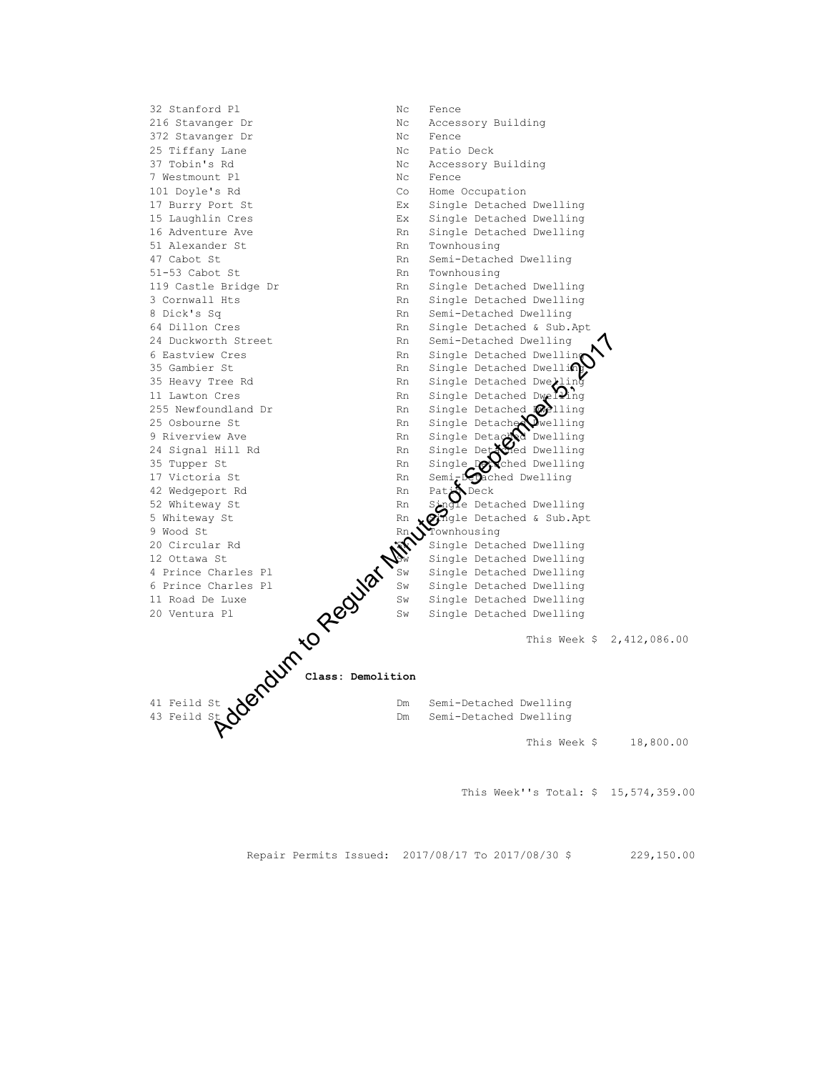| | | |
|---|---|---|
| 32 Stanford Pl | Nc | Fence |
| 216 Stavanger Dr | Nc | Accessory Building |
| 372 Stavanger Dr | Nc | Fence |
| 25 Tiffany Lane | Nc | Patio Deck |
| 37 Tobin's Rd | Nc | Accessory Building |
| 7 Westmount Pl | Nc | Fence |
| 101 Doyle's Rd | Co | Home Occupation |
| 17 Burry Port St | Ex | Single Detached Dwelling |
| 15 Laughlin Cres | Ex | Single Detached Dwelling |
| 16 Adventure Ave | Rn | Single Detached Dwelling |
| 51 Alexander St | Rn | Townhousing |
| 47 Cabot St | Rn | Semi-Detached Dwelling |
| 51-53 Cabot St | Rn | Townhousing |
| 119 Castle Bridge Dr | Rn | Single Detached Dwelling |
| 3 Cornwall Hts | Rn | Single Detached Dwelling |
| 8 Dick's Sq | Rn | Semi-Detached Dwelling |
| 64 Dillon Cres | Rn | Single Detached & Sub.Apt |
| 24 Duckworth Street | Rn | Semi-Detached Dwelling |
| 6 Eastview Cres | Rn | Single Detached Dwelling |
| 35 Gambier St | Rn | Single Detached Dwelling |
| 35 Heavy Tree Rd | Rn | Single Detached Dwelling |
| 11 Lawton Cres | Rn | Single Detached Dwelling |
| 255 Newfoundland Dr | Rn | Single Detached Dwelling |
| 25 Osbourne St | Rn | Single Detached Dwelling |
| 9 Riverview Ave | Rn | Single Detached Dwelling |
| 24 Signal Hill Rd | Rn | Single Detached Dwelling |
| 35 Tupper St | Rn | Single Detached Dwelling |
| 17 Victoria St | Rn | Semi-Detached Dwelling |
| 42 Wedgeport Rd | Rn | Patio Deck |
| 52 Whiteway St | Rn | Single Detached Dwelling |
| 5 Whiteway St | Rn | Single Detached & Sub.Apt |
| 9 Wood St | Rn | Townhousing |
| 20 Circular Rd | Sw | Single Detached Dwelling |
| 12 Ottawa St | Sw | Single Detached Dwelling |
| 4 Prince Charles Pl | Sw | Single Detached Dwelling |
| 6 Prince Charles Pl | Sw | Single Detached Dwelling |
| 11 Road De Luxe | Sw | Single Detached Dwelling |
| 20 Ventura Pl | Sw | Single Detached Dwelling |

This Week $ 2,412,086.00

**Class: Demolition**

| | | |
|---|---|---|
| 41 Feild St | Dm | Semi-Detached Dwelling |
| 43 Feild St | Dm | Semi-Detached Dwelling |

This Week $ 18,800.00

This Week''s Total: $ 15,574,359.00

Repair Permits Issued: 2017/08/17 To 2017/08/30 $ 229,150.00

Addendum to Regular Minutes of September 5, 2017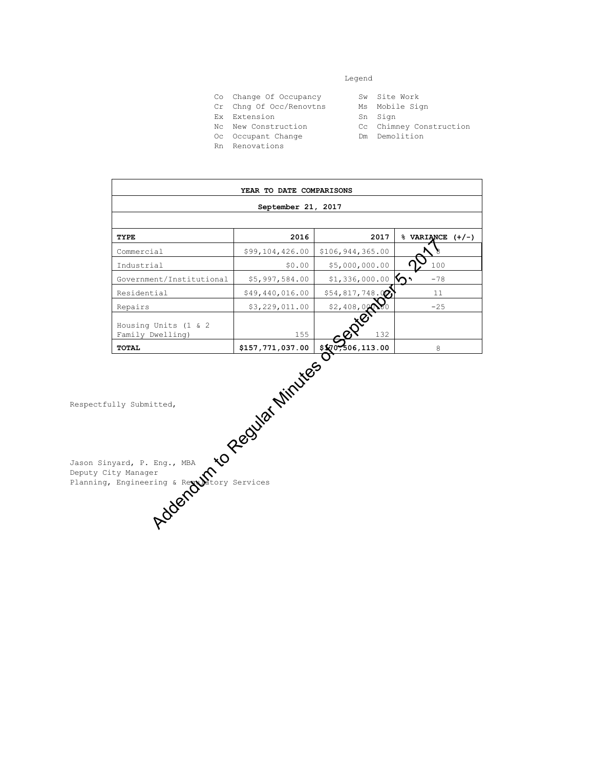Legend

| | | | |
|---|---|---|---|
| Co | Change Of Occupancy | Sw | Site Work |
| Cr | Chng Of Occ/Renovtns | Ms | Mobile Sign |
| Ex | Extension | Sn | Sign |
| Nc | New Construction | Cc | Chimney Construction |
| Oc | Occupant Change | Dm | Demolition |
| Rn | Renovations | | |

| YEAR TO DATE COMPARISONS | | | |
|---|---|---|---|
| September 21, 2017 | | | |
| | | | |
| **TYPE** | **2016** | **2017** | **% VARIANCE (+/-)** |
| Commercial | $99,104,426.00 | $106,944,365.00 | 8 |
| Industrial | $0.00 | $5,000,000.00 | 100 |
| Government/Institutional | $5,997,584.00 | $1,336,000.00 | -78 |
| Residential | $49,440,016.00 | $54,817,748.00 | 11 |
| Repairs | $3,229,011.00 | $2,408,000.00 | -25 |
| Housing Units (1 & 2 Family Dwelling) | 155 | 132 | |
| **TOTAL** | **$157,771,037.00** | **$170,506,113.00** | 8 |

Respectfully Submitted,

Jason Sinyard, P. Eng., MBA
Deputy City Manager
Planning, Engineering & Regulatory Services

Addendum to Regular Minutes of September 5, 2017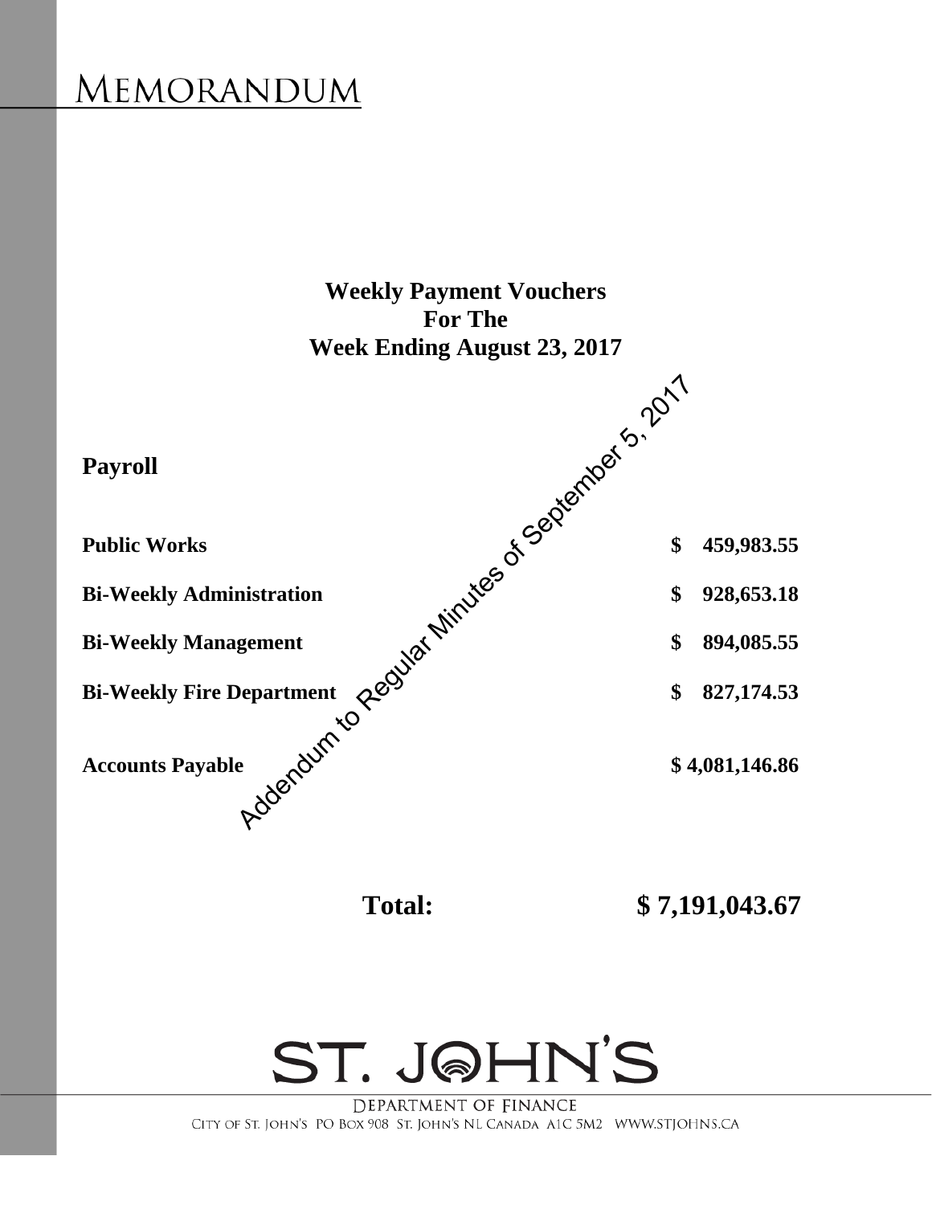# MEMORANDUM

## Weekly Payment Vouchers For The Week Ending August 23, 2017

Addendum to Regular Minutes of September 5, 2017

**Payroll**

| | |
|---|---|
| **Public Works** | **$ 459,983.55** |
| **Bi-Weekly Administration** | **$ 928,653.18** |
| **Bi-Weekly Management** | **$ 894,085.55** |
| **Bi-Weekly Fire Department** | **$ 827,174.53** |
| **Accounts Payable** | **$ 4,081,146.86** |

**Total: $ 7,191,043.67**

ST. JOHN'S

DEPARTMENT OF FINANCE

CITY OF ST. JOHN'S PO BOX 908 ST. JOHN'S NL CANADA A1C 5M2 WWW.STJOHNS.CA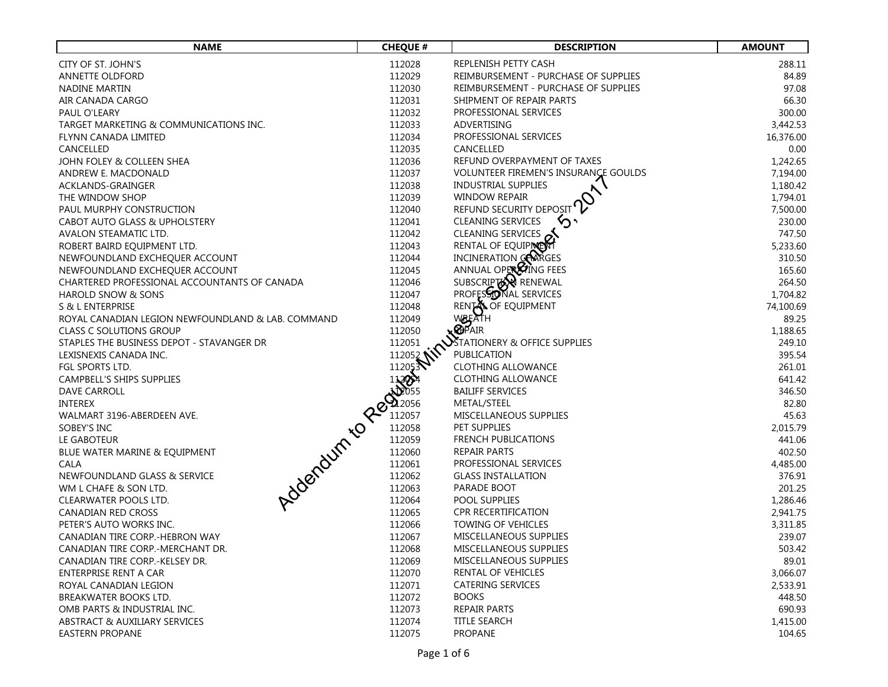| NAME | CHEQUE # | DESCRIPTION | AMOUNT |
|---|---|---|---|
| CITY OF ST. JOHN'S | 112028 | REPLENISH PETTY CASH | 288.11 |
| ANNETTE OLDFORD | 112029 | REIMBURSEMENT - PURCHASE OF SUPPLIES | 84.89 |
| NADINE MARTIN | 112030 | REIMBURSEMENT - PURCHASE OF SUPPLIES | 97.08 |
| AIR CANADA CARGO | 112031 | SHIPMENT OF REPAIR PARTS | 66.30 |
| PAUL O'LEARY | 112032 | PROFESSIONAL SERVICES | 300.00 |
| TARGET MARKETING & COMMUNICATIONS INC. | 112033 | ADVERTISING | 3,442.53 |
| FLYNN CANADA LIMITED | 112034 | PROFESSIONAL SERVICES | 16,376.00 |
| CANCELLED | 112035 | CANCELLED | 0.00 |
| JOHN FOLEY & COLLEEN SHEA | 112036 | REFUND OVERPAYMENT OF TAXES | 1,242.65 |
| ANDREW E. MACDONALD | 112037 | VOLUNTEER FIREMEN'S INSURANCE GOULDS | 7,194.00 |
| ACKLANDS-GRAINGER | 112038 | INDUSTRIAL SUPPLIES | 1,180.42 |
| THE WINDOW SHOP | 112039 | WINDOW REPAIR | 1,794.01 |
| PAUL MURPHY CONSTRUCTION | 112040 | REFUND SECURITY DEPOSIT | 7,500.00 |
| CABOT AUTO GLASS & UPHOLSTERY | 112041 | CLEANING SERVICES | 230.00 |
| AVALON STEAMATIC LTD. | 112042 | CLEANING SERVICES | 747.50 |
| ROBERT BAIRD EQUIPMENT LTD. | 112043 | RENTAL OF EQUIPMENT | 5,233.60 |
| NEWFOUNDLAND EXCHEQUER ACCOUNT | 112044 | INCINERATION CHARGES | 310.50 |
| NEWFOUNDLAND EXCHEQUER ACCOUNT | 112045 | ANNUAL OPERATING FEES | 165.60 |
| CHARTERED PROFESSIONAL ACCOUNTANTS OF CANADA | 112046 | SUBSCRIPTION RENEWAL | 264.50 |
| HAROLD SNOW & SONS | 112047 | PROFESSIONAL SERVICES | 1,704.82 |
| S & L ENTERPRISE | 112048 | RENTAL OF EQUIPMENT | 74,100.69 |
| ROYAL CANADIAN LEGION NEWFOUNDLAND & LAB. COMMAND | 112049 | WREATH | 89.25 |
| CLASS C SOLUTIONS GROUP | 112050 | REPAIR | 1,188.65 |
| STAPLES THE BUSINESS DEPOT - STAVANGER DR | 112051 | STATIONERY & OFFICE SUPPLIES | 249.10 |
| LEXISNEXIS CANADA INC. | 112052 | PUBLICATION | 395.54 |
| FGL SPORTS LTD. | 112053 | CLOTHING ALLOWANCE | 261.01 |
| CAMPBELL'S SHIPS SUPPLIES | 112054 | CLOTHING ALLOWANCE | 641.42 |
| DAVE CARROLL | 112055 | BAILIFF SERVICES | 346.50 |
| INTEREX | 112056 | METAL/STEEL | 82.80 |
| WALMART 3196-ABERDEEN AVE. | 112057 | MISCELLANEOUS SUPPLIES | 45.63 |
| SOBEY'S INC | 112058 | PET SUPPLIES | 2,015.79 |
| LE GABOTEUR | 112059 | FRENCH PUBLICATIONS | 441.06 |
| BLUE WATER MARINE & EQUIPMENT | 112060 | REPAIR PARTS | 402.50 |
| CALA | 112061 | PROFESSIONAL SERVICES | 4,485.00 |
| NEWFOUNDLAND GLASS & SERVICE | 112062 | GLASS INSTALLATION | 376.91 |
| WM L CHAFE & SON LTD. | 112063 | PARADE BOOT | 201.25 |
| CLEARWATER POOLS LTD. | 112064 | POOL SUPPLIES | 1,286.46 |
| CANADIAN RED CROSS | 112065 | CPR RECERTIFICATION | 2,941.75 |
| PETER'S AUTO WORKS INC. | 112066 | TOWING OF VEHICLES | 3,311.85 |
| CANADIAN TIRE CORP.-HEBRON WAY | 112067 | MISCELLANEOUS SUPPLIES | 239.07 |
| CANADIAN TIRE CORP.-MERCHANT DR. | 112068 | MISCELLANEOUS SUPPLIES | 503.42 |
| CANADIAN TIRE CORP.-KELSEY DR. | 112069 | MISCELLANEOUS SUPPLIES | 89.01 |
| ENTERPRISE RENT A CAR | 112070 | RENTAL OF VEHICLES | 3,066.07 |
| ROYAL CANADIAN LEGION | 112071 | CATERING SERVICES | 2,533.91 |
| BREAKWATER BOOKS LTD. | 112072 | BOOKS | 448.50 |
| OMB PARTS & INDUSTRIAL INC. | 112073 | REPAIR PARTS | 690.93 |
| ABSTRACT & AUXILIARY SERVICES | 112074 | TITLE SEARCH | 1,415.00 |
| EASTERN PROPANE | 112075 | PROPANE | 104.65 |

Addendum to Regular Minutes of September 5, 2017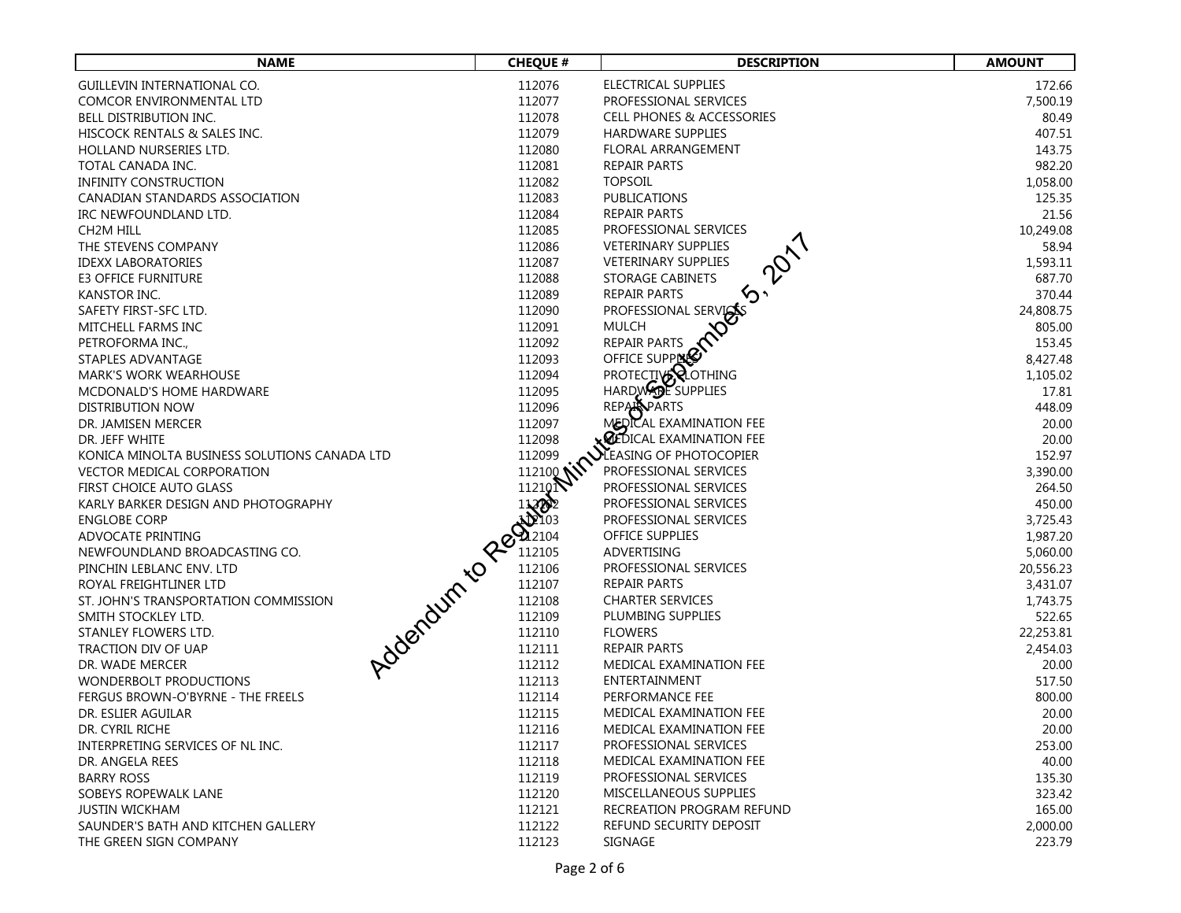| NAME | CHEQUE # | DESCRIPTION | AMOUNT |
|---|---|---|---|
| GUILLEVIN INTERNATIONAL CO. | 112076 | ELECTRICAL SUPPLIES | 172.66 |
| COMCOR ENVIRONMENTAL LTD | 112077 | PROFESSIONAL SERVICES | 7,500.19 |
| BELL DISTRIBUTION INC. | 112078 | CELL PHONES & ACCESSORIES | 80.49 |
| HISCOCK RENTALS & SALES INC. | 112079 | HARDWARE SUPPLIES | 407.51 |
| HOLLAND NURSERIES LTD. | 112080 | FLORAL ARRANGEMENT | 143.75 |
| TOTAL CANADA INC. | 112081 | REPAIR PARTS | 982.20 |
| INFINITY CONSTRUCTION | 112082 | TOPSOIL | 1,058.00 |
| CANADIAN STANDARDS ASSOCIATION | 112083 | PUBLICATIONS | 125.35 |
| IRC NEWFOUNDLAND LTD. | 112084 | REPAIR PARTS | 21.56 |
| CH2M HILL | 112085 | PROFESSIONAL SERVICES | 10,249.08 |
| THE STEVENS COMPANY | 112086 | VETERINARY SUPPLIES | 58.94 |
| IDEXX LABORATORIES | 112087 | VETERINARY SUPPLIES | 1,593.11 |
| E3 OFFICE FURNITURE | 112088 | STORAGE CABINETS | 687.70 |
| KANSTOR INC. | 112089 | REPAIR PARTS | 370.44 |
| SAFETY FIRST-SFC LTD. | 112090 | PROFESSIONAL SERVICES | 24,808.75 |
| MITCHELL FARMS INC | 112091 | MULCH | 805.00 |
| PETROFORMA INC., | 112092 | REPAIR PARTS | 153.45 |
| STAPLES ADVANTAGE | 112093 | OFFICE SUPPLIES | 8,427.48 |
| MARK'S WORK WEARHOUSE | 112094 | PROTECTIVE CLOTHING | 1,105.02 |
| MCDONALD'S HOME HARDWARE | 112095 | HARDWARE SUPPLIES | 17.81 |
| DISTRIBUTION NOW | 112096 | REPAIR PARTS | 448.09 |
| DR. JAMISEN MERCER | 112097 | MEDICAL EXAMINATION FEE | 20.00 |
| DR. JEFF WHITE | 112098 | MEDICAL EXAMINATION FEE | 20.00 |
| KONICA MINOLTA BUSINESS SOLUTIONS CANADA LTD | 112099 | LEASING OF PHOTOCOPIER | 152.97 |
| VECTOR MEDICAL CORPORATION | 112100 | PROFESSIONAL SERVICES | 3,390.00 |
| FIRST CHOICE AUTO GLASS | 112101 | PROFESSIONAL SERVICES | 264.50 |
| KARLY BARKER DESIGN AND PHOTOGRAPHY | 112102 | PROFESSIONAL SERVICES | 450.00 |
| ENGLOBE CORP | 112103 | PROFESSIONAL SERVICES | 3,725.43 |
| ADVOCATE PRINTING | 112104 | OFFICE SUPPLIES | 1,987.20 |
| NEWFOUNDLAND BROADCASTING CO. | 112105 | ADVERTISING | 5,060.00 |
| PINCHIN LEBLANC ENV. LTD | 112106 | PROFESSIONAL SERVICES | 20,556.23 |
| ROYAL FREIGHTLINER LTD | 112107 | REPAIR PARTS | 3,431.07 |
| ST. JOHN'S TRANSPORTATION COMMISSION | 112108 | CHARTER SERVICES | 1,743.75 |
| SMITH STOCKLEY LTD. | 112109 | PLUMBING SUPPLIES | 522.65 |
| STANLEY FLOWERS LTD. | 112110 | FLOWERS | 22,253.81 |
| TRACTION DIV OF UAP | 112111 | REPAIR PARTS | 2,454.03 |
| DR. WADE MERCER | 112112 | MEDICAL EXAMINATION FEE | 20.00 |
| WONDERBOLT PRODUCTIONS | 112113 | ENTERTAINMENT | 517.50 |
| FERGUS BROWN-O'BYRNE - THE FREELS | 112114 | PERFORMANCE FEE | 800.00 |
| DR. ESLIER AGUILAR | 112115 | MEDICAL EXAMINATION FEE | 20.00 |
| DR. CYRIL RICHE | 112116 | MEDICAL EXAMINATION FEE | 20.00 |
| INTERPRETING SERVICES OF NL INC. | 112117 | PROFESSIONAL SERVICES | 253.00 |
| DR. ANGELA REES | 112118 | MEDICAL EXAMINATION FEE | 40.00 |
| BARRY ROSS | 112119 | PROFESSIONAL SERVICES | 135.30 |
| SOBEYS ROPEWALK LANE | 112120 | MISCELLANEOUS SUPPLIES | 323.42 |
| JUSTIN WICKHAM | 112121 | RECREATION PROGRAM REFUND | 165.00 |
| SAUNDER'S BATH AND KITCHEN GALLERY | 112122 | REFUND SECURITY DEPOSIT | 2,000.00 |
| THE GREEN SIGN COMPANY | 112123 | SIGNAGE | 223.79 |

Addendum to Regular Minutes of September 5, 2017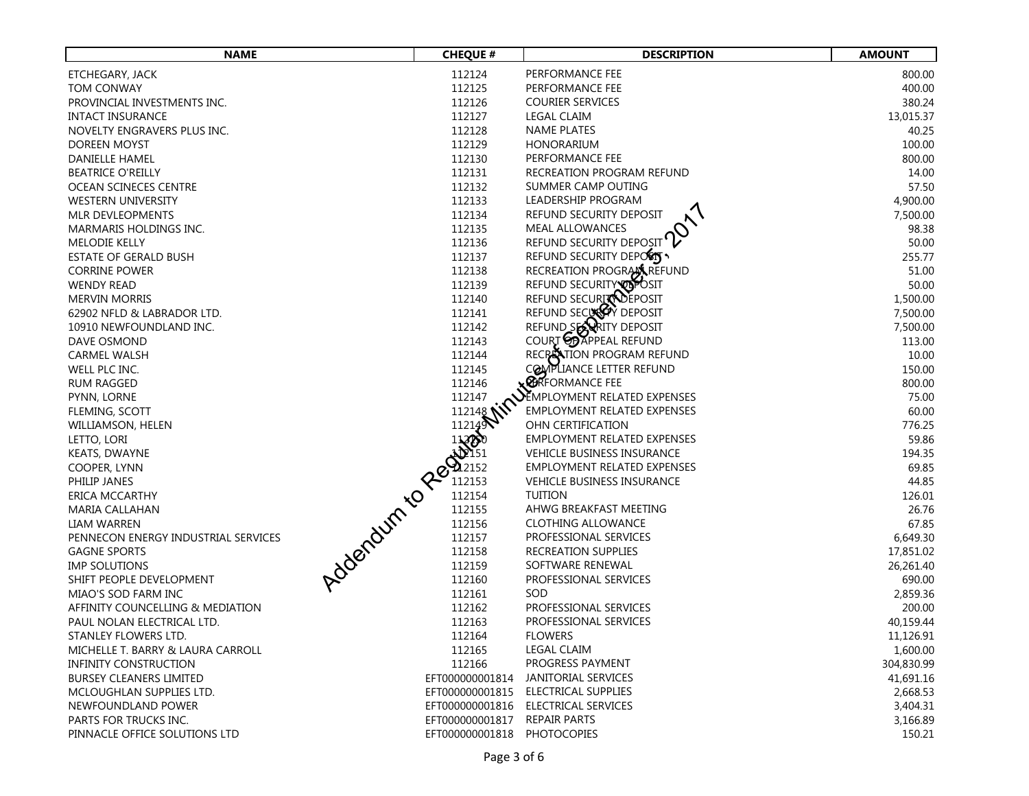| NAME | CHEQUE # | DESCRIPTION | AMOUNT |
|---|---|---|---|
| ETCHEGARY, JACK | 112124 | PERFORMANCE FEE | 800.00 |
| TOM CONWAY | 112125 | PERFORMANCE FEE | 400.00 |
| PROVINCIAL INVESTMENTS INC. | 112126 | COURIER SERVICES | 380.24 |
| INTACT INSURANCE | 112127 | LEGAL CLAIM | 13,015.37 |
| NOVELTY ENGRAVERS PLUS INC. | 112128 | NAME PLATES | 40.25 |
| DOREEN MOYST | 112129 | HONORARIUM | 100.00 |
| DANIELLE HAMEL | 112130 | PERFORMANCE FEE | 800.00 |
| BEATRICE O'REILLY | 112131 | RECREATION PROGRAM REFUND | 14.00 |
| OCEAN SCINECES CENTRE | 112132 | SUMMER CAMP OUTING | 57.50 |
| WESTERN UNIVERSITY | 112133 | LEADERSHIP PROGRAM | 4,900.00 |
| MLR DEVLEOPMENTS | 112134 | REFUND SECURITY DEPOSIT | 7,500.00 |
| MARMARIS HOLDINGS INC. | 112135 | MEAL ALLOWANCES | 98.38 |
| MELODIE KELLY | 112136 | REFUND SECURITY DEPOSIT | 50.00 |
| ESTATE OF GERALD BUSH | 112137 | REFUND SECURITY DEPOSIT | 255.77 |
| CORRINE POWER | 112138 | RECREATION PROGRAM REFUND | 51.00 |
| WENDY READ | 112139 | REFUND SECURITY DEPOSIT | 50.00 |
| MERVIN MORRIS | 112140 | REFUND SECURITY DEPOSIT | 1,500.00 |
| 62902 NFLD & LABRADOR LTD. | 112141 | REFUND SECURITY DEPOSIT | 7,500.00 |
| 10910 NEWFOUNDLAND INC. | 112142 | REFUND SECURITY DEPOSIT | 7,500.00 |
| DAVE OSMOND | 112143 | COURT OF APPEAL REFUND | 113.00 |
| CARMEL WALSH | 112144 | RECREATION PROGRAM REFUND | 10.00 |
| WELL PLC INC. | 112145 | COMPLIANCE LETTER REFUND | 150.00 |
| RUM RAGGED | 112146 | PERFORMANCE FEE | 800.00 |
| PYNN, LORNE | 112147 | EMPLOYMENT RELATED EXPENSES | 75.00 |
| FLEMING, SCOTT | 112148 | EMPLOYMENT RELATED EXPENSES | 60.00 |
| WILLIAMSON, HELEN | 112149 | OHN CERTIFICATION | 776.25 |
| LETTO, LORI | 112150 | EMPLOYMENT RELATED EXPENSES | 59.86 |
| KEATS, DWAYNE | 112151 | VEHICLE BUSINESS INSURANCE | 194.35 |
| COOPER, LYNN | 112152 | EMPLOYMENT RELATED EXPENSES | 69.85 |
| PHILIP JANES | 112153 | VEHICLE BUSINESS INSURANCE | 44.85 |
| ERICA MCCARTHY | 112154 | TUITION | 126.01 |
| MARIA CALLAHAN | 112155 | AHWG BREAKFAST MEETING | 26.76 |
| LIAM WARREN | 112156 | CLOTHING ALLOWANCE | 67.85 |
| PENNECON ENERGY INDUSTRIAL SERVICES | 112157 | PROFESSIONAL SERVICES | 6,649.30 |
| GAGNE SPORTS | 112158 | RECREATION SUPPLIES | 17,851.02 |
| IMP SOLUTIONS | 112159 | SOFTWARE RENEWAL | 26,261.40 |
| SHIFT PEOPLE DEVELOPMENT | 112160 | PROFESSIONAL SERVICES | 690.00 |
| MIAO'S SOD FARM INC | 112161 | SOD | 2,859.36 |
| AFFINITY COUNCELLING & MEDIATION | 112162 | PROFESSIONAL SERVICES | 200.00 |
| PAUL NOLAN ELECTRICAL LTD. | 112163 | PROFESSIONAL SERVICES | 40,159.44 |
| STANLEY FLOWERS LTD. | 112164 | FLOWERS | 11,126.91 |
| MICHELLE T. BARRY & LAURA CARROLL | 112165 | LEGAL CLAIM | 1,600.00 |
| INFINITY CONSTRUCTION | 112166 | PROGRESS PAYMENT | 304,830.99 |
| BURSEY CLEANERS LIMITED | EFT000000001814 | JANITORIAL SERVICES | 41,691.16 |
| MCLOUGHLAN SUPPLIES LTD. | EFT000000001815 | ELECTRICAL SUPPLIES | 2,668.53 |
| NEWFOUNDLAND POWER | EFT000000001816 | ELECTRICAL SERVICES | 3,404.31 |
| PARTS FOR TRUCKS INC. | EFT000000001817 | REPAIR PARTS | 3,166.89 |
| PINNACLE OFFICE SOLUTIONS LTD | EFT000000001818 | PHOTOCOPIES | 150.21 |

Addendum to Regular Minutes of September 5, 2017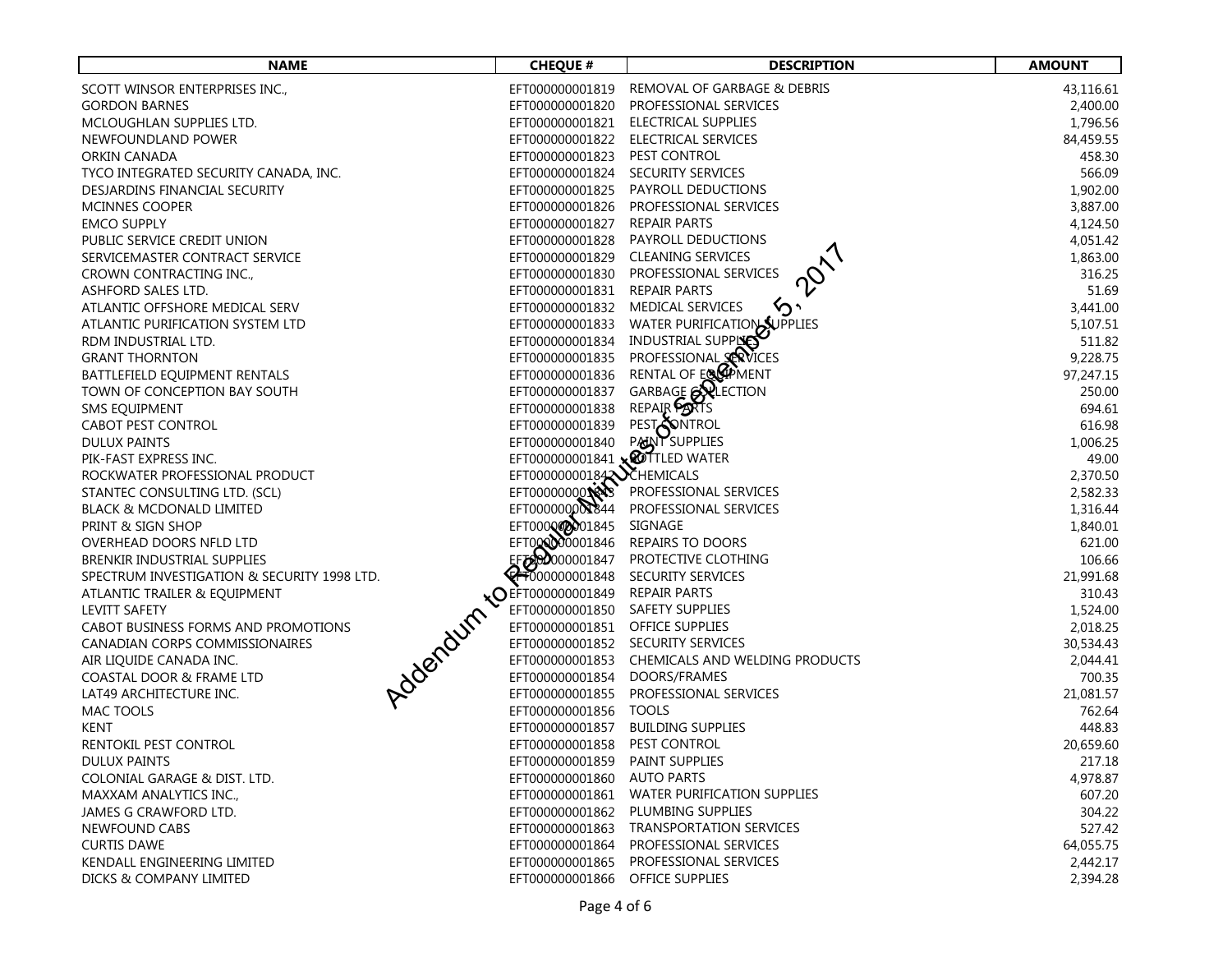| NAME | CHEQUE # | DESCRIPTION | AMOUNT |
|---|---|---|---|
| SCOTT WINSOR ENTERPRISES INC., | EFT000000001819 | REMOVAL OF GARBAGE & DEBRIS | 43,116.61 |
| GORDON BARNES | EFT000000001820 | PROFESSIONAL SERVICES | 2,400.00 |
| MCLOUGHLAN SUPPLIES LTD. | EFT000000001821 | ELECTRICAL SUPPLIES | 1,796.56 |
| NEWFOUNDLAND POWER | EFT000000001822 | ELECTRICAL SERVICES | 84,459.55 |
| ORKIN CANADA | EFT000000001823 | PEST CONTROL | 458.30 |
| TYCO INTEGRATED SECURITY CANADA, INC. | EFT000000001824 | SECURITY SERVICES | 566.09 |
| DESJARDINS FINANCIAL SECURITY | EFT000000001825 | PAYROLL DEDUCTIONS | 1,902.00 |
| MCINNES COOPER | EFT000000001826 | PROFESSIONAL SERVICES | 3,887.00 |
| EMCO SUPPLY | EFT000000001827 | REPAIR PARTS | 4,124.50 |
| PUBLIC SERVICE CREDIT UNION | EFT000000001828 | PAYROLL DEDUCTIONS | 4,051.42 |
| SERVICEMASTER CONTRACT SERVICE | EFT000000001829 | CLEANING SERVICES | 1,863.00 |
| CROWN CONTRACTING INC., | EFT000000001830 | PROFESSIONAL SERVICES | 316.25 |
| ASHFORD SALES LTD. | EFT000000001831 | REPAIR PARTS | 51.69 |
| ATLANTIC OFFSHORE MEDICAL SERV | EFT000000001832 | MEDICAL SERVICES | 3,441.00 |
| ATLANTIC PURIFICATION SYSTEM LTD | EFT000000001833 | WATER PURIFICATION SUPPLIES | 5,107.51 |
| RDM INDUSTRIAL LTD. | EFT000000001834 | INDUSTRIAL SUPPLIES | 511.82 |
| GRANT THORNTON | EFT000000001835 | PROFESSIONAL SERVICES | 9,228.75 |
| BATTLEFIELD EQUIPMENT RENTALS | EFT000000001836 | RENTAL OF EQUIPMENT | 97,247.15 |
| TOWN OF CONCEPTION BAY SOUTH | EFT000000001837 | GARBAGE COLLECTION | 250.00 |
| SMS EQUIPMENT | EFT000000001838 | REPAIR PARTS | 694.61 |
| CABOT PEST CONTROL | EFT000000001839 | PEST CONTROL | 616.98 |
| DULUX PAINTS | EFT000000001840 | PAINT SUPPLIES | 1,006.25 |
| PIK-FAST EXPRESS INC. | EFT000000001841 | BOTTLED WATER | 49.00 |
| ROCKWATER PROFESSIONAL PRODUCT | EFT000000001842 | CHEMICALS | 2,370.50 |
| STANTEC CONSULTING LTD. (SCL) | EFT000000001843 | PROFESSIONAL SERVICES | 2,582.33 |
| BLACK & MCDONALD LIMITED | EFT000000001844 | PROFESSIONAL SERVICES | 1,316.44 |
| PRINT & SIGN SHOP | EFT000000001845 | SIGNAGE | 1,840.01 |
| OVERHEAD DOORS NFLD LTD | EFT000000001846 | REPAIRS TO DOORS | 621.00 |
| BRENKIR INDUSTRIAL SUPPLIES | EFT000000001847 | PROTECTIVE CLOTHING | 106.66 |
| SPECTRUM INVESTIGATION & SECURITY 1998 LTD. | EFT000000001848 | SECURITY SERVICES | 21,991.68 |
| ATLANTIC TRAILER & EQUIPMENT | EFT000000001849 | REPAIR PARTS | 310.43 |
| LEVITT SAFETY | EFT000000001850 | SAFETY SUPPLIES | 1,524.00 |
| CABOT BUSINESS FORMS AND PROMOTIONS | EFT000000001851 | OFFICE SUPPLIES | 2,018.25 |
| CANADIAN CORPS COMMISSIONAIRES | EFT000000001852 | SECURITY SERVICES | 30,534.43 |
| AIR LIQUIDE CANADA INC. | EFT000000001853 | CHEMICALS AND WELDING PRODUCTS | 2,044.41 |
| COASTAL DOOR & FRAME LTD | EFT000000001854 | DOORS/FRAMES | 700.35 |
| LAT49 ARCHITECTURE INC. | EFT000000001855 | PROFESSIONAL SERVICES | 21,081.57 |
| MAC TOOLS | EFT000000001856 | TOOLS | 762.64 |
| KENT | EFT000000001857 | BUILDING SUPPLIES | 448.83 |
| RENTOKIL PEST CONTROL | EFT000000001858 | PEST CONTROL | 20,659.60 |
| DULUX PAINTS | EFT000000001859 | PAINT SUPPLIES | 217.18 |
| COLONIAL GARAGE & DIST. LTD. | EFT000000001860 | AUTO PARTS | 4,978.87 |
| MAXXAM ANALYTICS INC., | EFT000000001861 | WATER PURIFICATION SUPPLIES | 607.20 |
| JAMES G CRAWFORD LTD. | EFT000000001862 | PLUMBING SUPPLIES | 304.22 |
| NEWFOUND CABS | EFT000000001863 | TRANSPORTATION SERVICES | 527.42 |
| CURTIS DAWE | EFT000000001864 | PROFESSIONAL SERVICES | 64,055.75 |
| KENDALL ENGINEERING LIMITED | EFT000000001865 | PROFESSIONAL SERVICES | 2,442.17 |
| DICKS & COMPANY LIMITED | EFT000000001866 | OFFICE SUPPLIES | 2,394.28 |

Addendum to Regular Minutes of September 5, 2017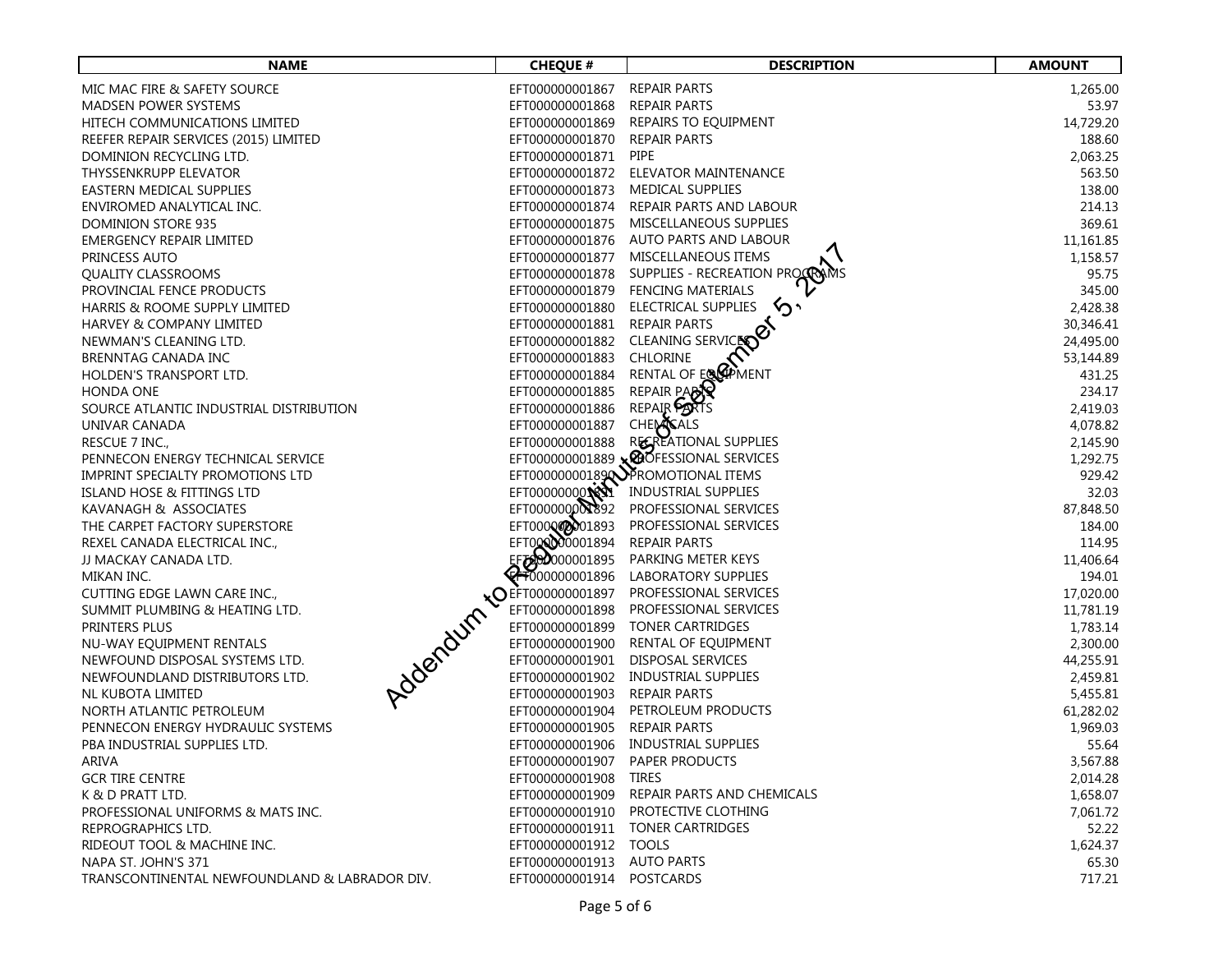| NAME | CHEQUE # | DESCRIPTION | AMOUNT |
|---|---|---|---|
| MIC MAC FIRE & SAFETY SOURCE | EFT000000001867 | REPAIR PARTS | 1,265.00 |
| MADSEN POWER SYSTEMS | EFT000000001868 | REPAIR PARTS | 53.97 |
| HITECH COMMUNICATIONS LIMITED | EFT000000001869 | REPAIRS TO EQUIPMENT | 14,729.20 |
| REEFER REPAIR SERVICES (2015) LIMITED | EFT000000001870 | REPAIR PARTS | 188.60 |
| DOMINION RECYCLING LTD. | EFT000000001871 | PIPE | 2,063.25 |
| THYSSENKRUPP ELEVATOR | EFT000000001872 | ELEVATOR MAINTENANCE | 563.50 |
| EASTERN MEDICAL SUPPLIES | EFT000000001873 | MEDICAL SUPPLIES | 138.00 |
| ENVIROMED ANALYTICAL INC. | EFT000000001874 | REPAIR PARTS AND LABOUR | 214.13 |
| DOMINION STORE 935 | EFT000000001875 | MISCELLANEOUS SUPPLIES | 369.61 |
| EMERGENCY REPAIR LIMITED | EFT000000001876 | AUTO PARTS AND LABOUR | 11,161.85 |
| PRINCESS AUTO | EFT000000001877 | MISCELLANEOUS ITEMS | 1,158.57 |
| QUALITY CLASSROOMS | EFT000000001878 | SUPPLIES - RECREATION PROGRAMS | 95.75 |
| PROVINCIAL FENCE PRODUCTS | EFT000000001879 | FENCING MATERIALS | 345.00 |
| HARRIS & ROOME SUPPLY LIMITED | EFT000000001880 | ELECTRICAL SUPPLIES | 2,428.38 |
| HARVEY & COMPANY LIMITED | EFT000000001881 | REPAIR PARTS | 30,346.41 |
| NEWMAN'S CLEANING LTD. | EFT000000001882 | CLEANING SERVICES | 24,495.00 |
| BRENNTAG CANADA INC | EFT000000001883 | CHLORINE | 53,144.89 |
| HOLDEN'S TRANSPORT LTD. | EFT000000001884 | RENTAL OF EQUIPMENT | 431.25 |
| HONDA ONE | EFT000000001885 | REPAIR PARTS | 234.17 |
| SOURCE ATLANTIC INDUSTRIAL DISTRIBUTION | EFT000000001886 | REPAIR PARTS | 2,419.03 |
| UNIVAR CANADA | EFT000000001887 | CHEMICALS | 4,078.82 |
| RESCUE 7 INC., | EFT000000001888 | RECREATIONAL SUPPLIES | 2,145.90 |
| PENNECON ENERGY TECHNICAL SERVICE | EFT000000001889 | PROFESSIONAL SERVICES | 1,292.75 |
| IMPRINT SPECIALTY PROMOTIONS LTD | EFT000000001890 | PROMOTIONAL ITEMS | 929.42 |
| ISLAND HOSE & FITTINGS LTD | EFT000000001891 | INDUSTRIAL SUPPLIES | 32.03 |
| KAVANAGH & ASSOCIATES | EFT000000001892 | PROFESSIONAL SERVICES | 87,848.50 |
| THE CARPET FACTORY SUPERSTORE | EFT000000001893 | PROFESSIONAL SERVICES | 184.00 |
| REXEL CANADA ELECTRICAL INC., | EFT000000001894 | REPAIR PARTS | 114.95 |
| JJ MACKAY CANADA LTD. | EFT000000001895 | PARKING METER KEYS | 11,406.64 |
| MIKAN INC. | EFT000000001896 | LABORATORY SUPPLIES | 194.01 |
| CUTTING EDGE LAWN CARE INC., | EFT000000001897 | PROFESSIONAL SERVICES | 17,020.00 |
| SUMMIT PLUMBING & HEATING LTD. | EFT000000001898 | PROFESSIONAL SERVICES | 11,781.19 |
| PRINTERS PLUS | EFT000000001899 | TONER CARTRIDGES | 1,783.14 |
| NU-WAY EQUIPMENT RENTALS | EFT000000001900 | RENTAL OF EQUIPMENT | 2,300.00 |
| NEWFOUND DISPOSAL SYSTEMS LTD. | EFT000000001901 | DISPOSAL SERVICES | 44,255.91 |
| NEWFOUNDLAND DISTRIBUTORS LTD. | EFT000000001902 | INDUSTRIAL SUPPLIES | 2,459.81 |
| NL KUBOTA LIMITED | EFT000000001903 | REPAIR PARTS | 5,455.81 |
| NORTH ATLANTIC PETROLEUM | EFT000000001904 | PETROLEUM PRODUCTS | 61,282.02 |
| PENNECON ENERGY HYDRAULIC SYSTEMS | EFT000000001905 | REPAIR PARTS | 1,969.03 |
| PBA INDUSTRIAL SUPPLIES LTD. | EFT000000001906 | INDUSTRIAL SUPPLIES | 55.64 |
| ARIVA | EFT000000001907 | PAPER PRODUCTS | 3,567.88 |
| GCR TIRE CENTRE | EFT000000001908 | TIRES | 2,014.28 |
| K & D PRATT LTD. | EFT000000001909 | REPAIR PARTS AND CHEMICALS | 1,658.07 |
| PROFESSIONAL UNIFORMS & MATS INC. | EFT000000001910 | PROTECTIVE CLOTHING | 7,061.72 |
| REPROGRAPHICS LTD. | EFT000000001911 | TONER CARTRIDGES | 52.22 |
| RIDEOUT TOOL & MACHINE INC. | EFT000000001912 | TOOLS | 1,624.37 |
| NAPA ST. JOHN'S 371 | EFT000000001913 | AUTO PARTS | 65.30 |
| TRANSCONTINENTAL NEWFOUNDLAND & LABRADOR DIV. | EFT000000001914 | POSTCARDS | 717.21 |

Addendum to Regular Minutes of September 5, 2017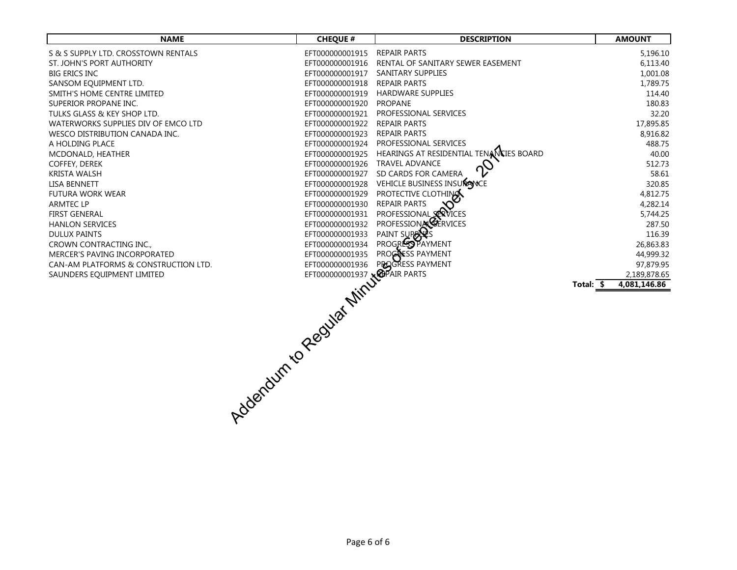| NAME | CHEQUE # | DESCRIPTION | AMOUNT |
|---|---|---|---|
| S & S SUPPLY LTD. CROSSTOWN RENTALS | EFT000000001915 | REPAIR PARTS | 5,196.10 |
| ST. JOHN'S PORT AUTHORITY | EFT000000001916 | RENTAL OF SANITARY SEWER EASEMENT | 6,113.40 |
| BIG ERICS INC | EFT000000001917 | SANITARY SUPPLIES | 1,001.08 |
| SANSOM EQUIPMENT LTD. | EFT000000001918 | REPAIR PARTS | 1,789.75 |
| SMITH'S HOME CENTRE LIMITED | EFT000000001919 | HARDWARE SUPPLIES | 114.40 |
| SUPERIOR PROPANE INC. | EFT000000001920 | PROPANE | 180.83 |
| TULKS GLASS & KEY SHOP LTD. | EFT000000001921 | PROFESSIONAL SERVICES | 32.20 |
| WATERWORKS SUPPLIES DIV OF EMCO LTD | EFT000000001922 | REPAIR PARTS | 17,895.85 |
| WESCO DISTRIBUTION CANADA INC. | EFT000000001923 | REPAIR PARTS | 8,916.82 |
| A HOLDING PLACE | EFT000000001924 | PROFESSIONAL SERVICES | 488.75 |
| MCDONALD, HEATHER | EFT000000001925 | HEARINGS AT RESIDENTIAL TENANCIES BOARD | 40.00 |
| COFFEY, DEREK | EFT000000001926 | TRAVEL ADVANCE | 512.73 |
| KRISTA WALSH | EFT000000001927 | SD CARDS FOR CAMERA | 58.61 |
| LISA BENNETT | EFT000000001928 | VEHICLE BUSINESS INSURANCE | 320.85 |
| FUTURA WORK WEAR | EFT000000001929 | PROTECTIVE CLOTHING | 4,812.75 |
| ARMTEC LP | EFT000000001930 | REPAIR PARTS | 4,282.14 |
| FIRST GENERAL | EFT000000001931 | PROFESSIONAL SERVICES | 5,744.25 |
| HANLON SERVICES | EFT000000001932 | PROFESSIONAL SERVICES | 287.50 |
| DULUX PAINTS | EFT000000001933 | PAINT SUPPLIES | 116.39 |
| CROWN CONTRACTING INC., | EFT000000001934 | PROGRESS PAYMENT | 26,863.83 |
| MERCER'S PAVING INCORPORATED | EFT000000001935 | PROGRESS PAYMENT | 44,999.32 |
| CAN-AM PLATFORMS & CONSTRUCTION LTD. | EFT000000001936 | PROGRESS PAYMENT | 97,879.95 |
| SAUNDERS EQUIPMENT LIMITED | EFT000000001937 | REPAIR PARTS | 2,189,878.65 |
| | | **Total: $** | **4,081,146.86** |

Addendum to Regular Minutes of September 5, 2017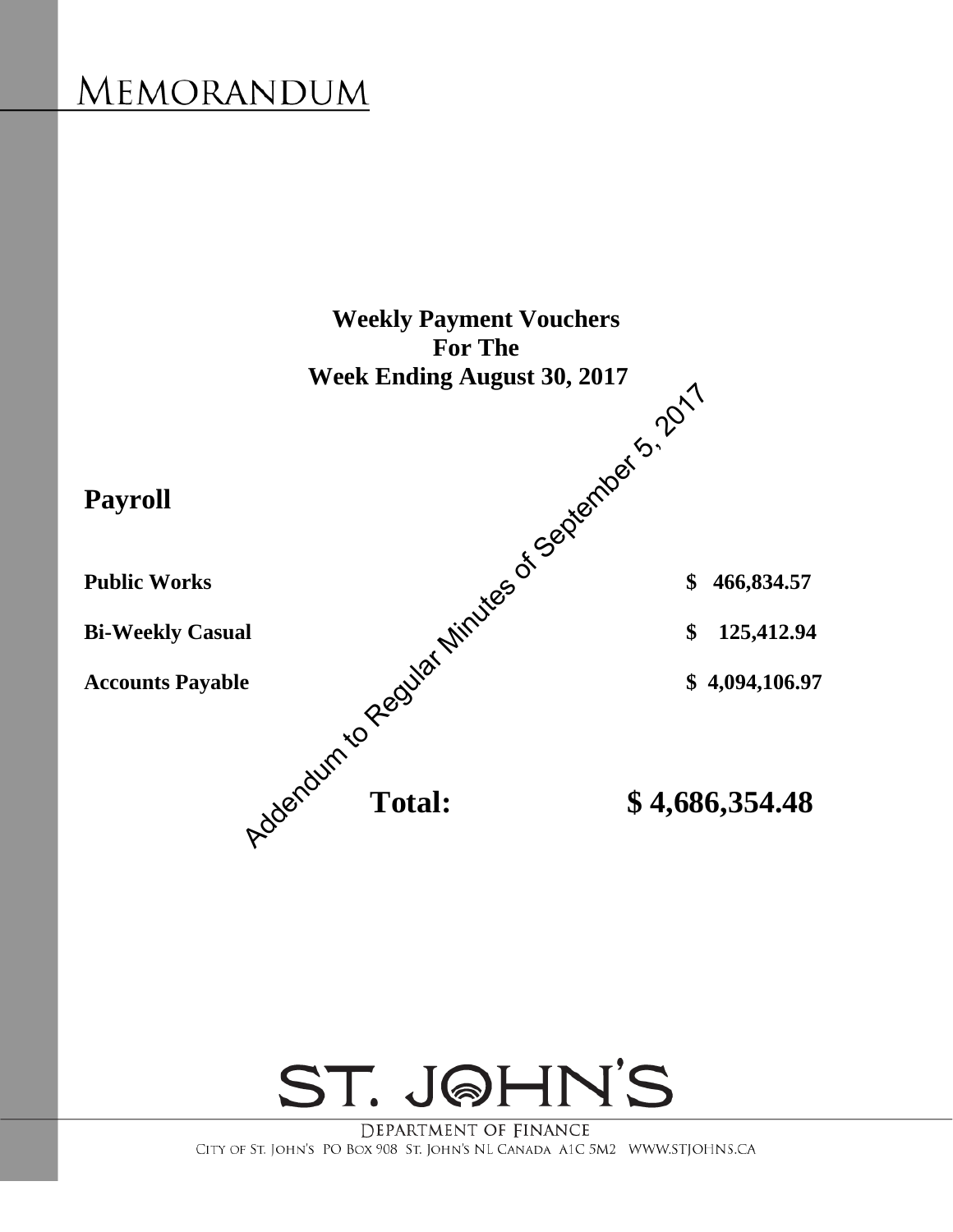# MEMORANDUM

**Weekly Payment Vouchers**
**For The**
**Week Ending August 30, 2017**

Addendum to Regular Minutes of September 5, 2017

## Payroll

| | |
|---|---|
| **Public Works** | **$ 466,834.57** |
| **Bi-Weekly Casual** | **$ 125,412.94** |
| **Accounts Payable** | **$ 4,094,106.97** |
| **Total:** | **$ 4,686,354.48** |

ST. JOHN'S

DEPARTMENT OF FINANCE

CITY OF ST. JOHN'S PO BOX 908 ST. JOHN'S NL CANADA A1C 5M2 WWW.STJOHNS.CA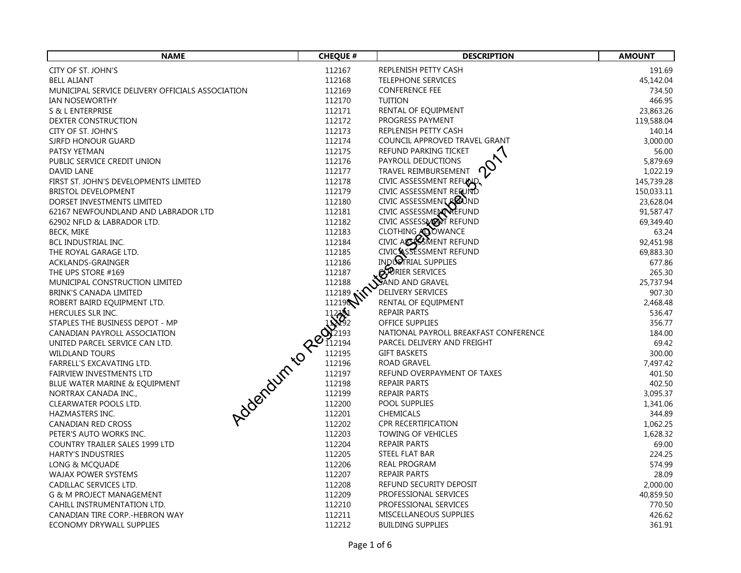Addendum to Regular Minutes of September 5, 2017

| NAME | CHEQUE # | DESCRIPTION | AMOUNT |
|---|---|---|---|
| CITY OF ST. JOHN'S | 112167 | REPLENISH PETTY CASH | 191.69 |
| BELL ALIANT | 112168 | TELEPHONE SERVICES | 45,142.04 |
| MUNICIPAL SERVICE DELIVERY OFFICIALS ASSOCIATION | 112169 | CONFERENCE FEE | 734.50 |
| IAN NOSEWORTHY | 112170 | TUITION | 466.95 |
| S & L ENTERPRISE | 112171 | RENTAL OF EQUIPMENT | 23,863.26 |
| DEXTER CONSTRUCTION | 112172 | PROGRESS PAYMENT | 119,588.04 |
| CITY OF ST. JOHN'S | 112173 | REPLENISH PETTY CASH | 140.14 |
| SJRFD HONOUR GUARD | 112174 | COUNCIL APPROVED TRAVEL GRANT | 3,000.00 |
| PATSY YETMAN | 112175 | REFUND PARKING TICKET | 56.00 |
| PUBLIC SERVICE CREDIT UNION | 112176 | PAYROLL DEDUCTIONS | 5,879.69 |
| DAVID LANE | 112177 | TRAVEL REIMBURSEMENT | 1,022.19 |
| FIRST ST. JOHN'S DEVELOPMENTS LIMITED | 112178 | CIVIC ASSESSMENT REFUND | 145,739.28 |
| BRISTOL DEVELOPMENT | 112179 | CIVIC ASSESSMENT REFUND | 150,033.11 |
| DORSET INVESTMENTS LIMITED | 112180 | CIVIC ASSESSMENT REFUND | 23,628.04 |
| 62167 NEWFOUNDLAND AND LABRADOR LTD | 112181 | CIVIC ASSESSMENT REFUND | 91,587.47 |
| 62902 NFLD & LABRADOR LTD. | 112182 | CIVIC ASSESSMENT REFUND | 69,349.40 |
| BECK, MIKE | 112183 | CLOTHING ALLOWANCE | 63.24 |
| BCL INDUSTRIAL INC. | 112184 | CIVIC ASSESSMENT REFUND | 92,451.98 |
| THE ROYAL GARAGE LTD. | 112185 | CIVIC ASSESSMENT REFUND | 69,883.30 |
| ACKLANDS-GRAINGER | 112186 | INDUSTRIAL SUPPLIES | 677.86 |
| THE UPS STORE #169 | 112187 | COURIER SERVICES | 265.30 |
| MUNICIPAL CONSTRUCTION LIMITED | 112188 | SAND AND GRAVEL | 25,737.94 |
| BRINK'S CANADA LIMITED | 112189 | DELIVERY SERVICES | 907.30 |
| ROBERT BAIRD EQUIPMENT LTD. | 112190 | RENTAL OF EQUIPMENT | 2,468.48 |
| HERCULES SLR INC. | 112191 | REPAIR PARTS | 536.47 |
| STAPLES THE BUSINESS DEPOT - MP | 112192 | OFFICE SUPPLIES | 356.77 |
| CANADIAN PAYROLL ASSOCIATION | 112193 | NATIONAL PAYROLL BREAKFAST CONFERENCE | 184.00 |
| UNITED PARCEL SERVICE CAN LTD. | 112194 | PARCEL DELIVERY AND FREIGHT | 69.42 |
| WILDLAND TOURS | 112195 | GIFT BASKETS | 300.00 |
| FARRELL'S EXCAVATING LTD. | 112196 | ROAD GRAVEL | 7,497.42 |
| FAIRVIEW INVESTMENTS LTD | 112197 | REFUND OVERPAYMENT OF TAXES | 401.50 |
| BLUE WATER MARINE & EQUIPMENT | 112198 | REPAIR PARTS | 402.50 |
| NORTRAX CANADA INC., | 112199 | REPAIR PARTS | 3,095.37 |
| CLEARWATER POOLS LTD. | 112200 | POOL SUPPLIES | 1,341.06 |
| HAZMASTERS INC. | 112201 | CHEMICALS | 344.89 |
| CANADIAN RED CROSS | 112202 | CPR RECERTIFICATION | 1,062.25 |
| PETER'S AUTO WORKS INC. | 112203 | TOWING OF VEHICLES | 1,628.32 |
| COUNTRY TRAILER SALES 1999 LTD | 112204 | REPAIR PARTS | 69.00 |
| HARTY'S INDUSTRIES | 112205 | STEEL FLAT BAR | 224.25 |
| LONG & MCQUADE | 112206 | REAL PROGRAM | 574.99 |
| WAJAX POWER SYSTEMS | 112207 | REPAIR PARTS | 28.09 |
| CADILLAC SERVICES LTD. | 112208 | REFUND SECURITY DEPOSIT | 2,000.00 |
| G & M PROJECT MANAGEMENT | 112209 | PROFESSIONAL SERVICES | 40,859.50 |
| CAHILL INSTRUMENTATION LTD. | 112210 | PROFESSIONAL SERVICES | 770.50 |
| CANADIAN TIRE CORP.-HEBRON WAY | 112211 | MISCELLANEOUS SUPPLIES | 426.62 |
| ECONOMY DRYWALL SUPPLIES | 112212 | BUILDING SUPPLIES | 361.91 |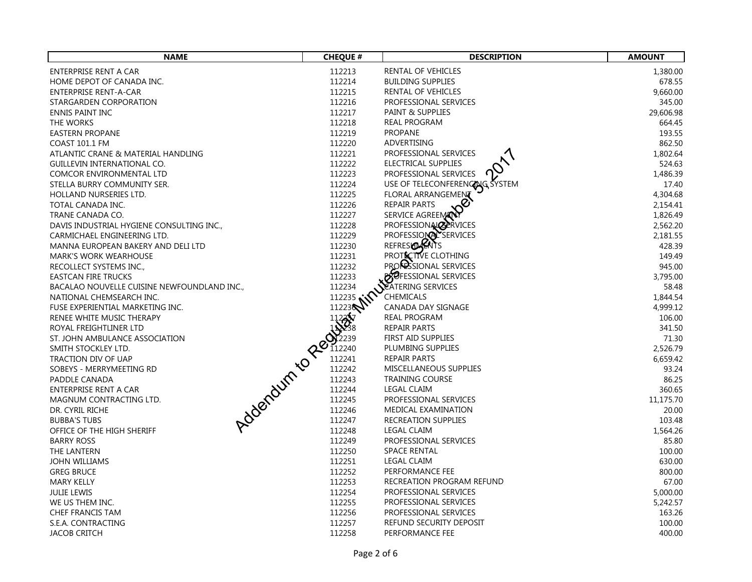| NAME | CHEQUE # | DESCRIPTION | AMOUNT |
|---|---|---|---|
| ENTERPRISE RENT A CAR | 112213 | RENTAL OF VEHICLES | 1,380.00 |
| HOME DEPOT OF CANADA INC. | 112214 | BUILDING SUPPLIES | 678.55 |
| ENTERPRISE RENT-A-CAR | 112215 | RENTAL OF VEHICLES | 9,660.00 |
| STARGARDEN CORPORATION | 112216 | PROFESSIONAL SERVICES | 345.00 |
| ENNIS PAINT INC | 112217 | PAINT & SUPPLIES | 29,606.98 |
| THE WORKS | 112218 | REAL PROGRAM | 664.45 |
| EASTERN PROPANE | 112219 | PROPANE | 193.55 |
| COAST 101.1 FM | 112220 | ADVERTISING | 862.50 |
| ATLANTIC CRANE & MATERIAL HANDLING | 112221 | PROFESSIONAL SERVICES | 1,802.64 |
| GUILLEVIN INTERNATIONAL CO. | 112222 | ELECTRICAL SUPPLIES | 524.63 |
| COMCOR ENVIRONMENTAL LTD | 112223 | PROFESSIONAL SERVICES | 1,486.39 |
| STELLA BURRY COMMUNITY SER. | 112224 | USE OF TELECONFERENCING SYSTEM | 17.40 |
| HOLLAND NURSERIES LTD. | 112225 | FLORAL ARRANGEMENT | 4,304.68 |
| TOTAL CANADA INC. | 112226 | REPAIR PARTS | 2,154.41 |
| TRANE CANADA CO. | 112227 | SERVICE AGREEMENT | 1,826.49 |
| DAVIS INDUSTRIAL HYGIENE CONSULTING INC., | 112228 | PROFESSIONAL SERVICES | 2,562.20 |
| CARMICHAEL ENGINEERING LTD. | 112229 | PROFESSIONAL SERVICES | 2,181.55 |
| MANNA EUROPEAN BAKERY AND DELI LTD | 112230 | REFRESHMENTS | 428.39 |
| MARK'S WORK WEARHOUSE | 112231 | PROTECTIVE CLOTHING | 149.49 |
| RECOLLECT SYSTEMS INC., | 112232 | PROFESSIONAL SERVICES | 945.00 |
| EASTCAN FIRE TRUCKS | 112233 | PROFESSIONAL SERVICES | 3,795.00 |
| BACALAO NOUVELLE CUISINE NEWFOUNDLAND INC., | 112234 | CATERING SERVICES | 58.48 |
| NATIONAL CHEMSEARCH INC. | 112235 | CHEMICALS | 1,844.54 |
| FUSE EXPERIENTIAL MARKETING INC. | 112236 | CANADA DAY SIGNAGE | 4,999.12 |
| RENEE WHITE MUSIC THERAPY | 112237 | REAL PROGRAM | 106.00 |
| ROYAL FREIGHTLINER LTD | 112238 | REPAIR PARTS | 341.50 |
| ST. JOHN AMBULANCE ASSOCIATION | 112239 | FIRST AID SUPPLIES | 71.30 |
| SMITH STOCKLEY LTD. | 112240 | PLUMBING SUPPLIES | 2,526.79 |
| TRACTION DIV OF UAP | 112241 | REPAIR PARTS | 6,659.42 |
| SOBEYS - MERRYMEETING RD | 112242 | MISCELLANEOUS SUPPLIES | 93.24 |
| PADDLE CANADA | 112243 | TRAINING COURSE | 86.25 |
| ENTERPRISE RENT A CAR | 112244 | LEGAL CLAIM | 360.65 |
| MAGNUM CONTRACTING LTD. | 112245 | PROFESSIONAL SERVICES | 11,175.70 |
| DR. CYRIL RICHE | 112246 | MEDICAL EXAMINATION | 20.00 |
| BUBBA'S TUBS | 112247 | RECREATION SUPPLIES | 103.48 |
| OFFICE OF THE HIGH SHERIFF | 112248 | LEGAL CLAIM | 1,564.26 |
| BARRY ROSS | 112249 | PROFESSIONAL SERVICES | 85.80 |
| THE LANTERN | 112250 | SPACE RENTAL | 100.00 |
| JOHN WILLIAMS | 112251 | LEGAL CLAIM | 630.00 |
| GREG BRUCE | 112252 | PERFORMANCE FEE | 800.00 |
| MARY KELLY | 112253 | RECREATION PROGRAM REFUND | 67.00 |
| JULIE LEWIS | 112254 | PROFESSIONAL SERVICES | 5,000.00 |
| WE US THEM INC. | 112255 | PROFESSIONAL SERVICES | 5,242.57 |
| CHEF FRANCIS TAM | 112256 | PROFESSIONAL SERVICES | 163.26 |
| S.E.A. CONTRACTING | 112257 | REFUND SECURITY DEPOSIT | 100.00 |
| JACOB CRITCH | 112258 | PERFORMANCE FEE | 400.00 |

Addendum to Regular Minutes of September 5, 2017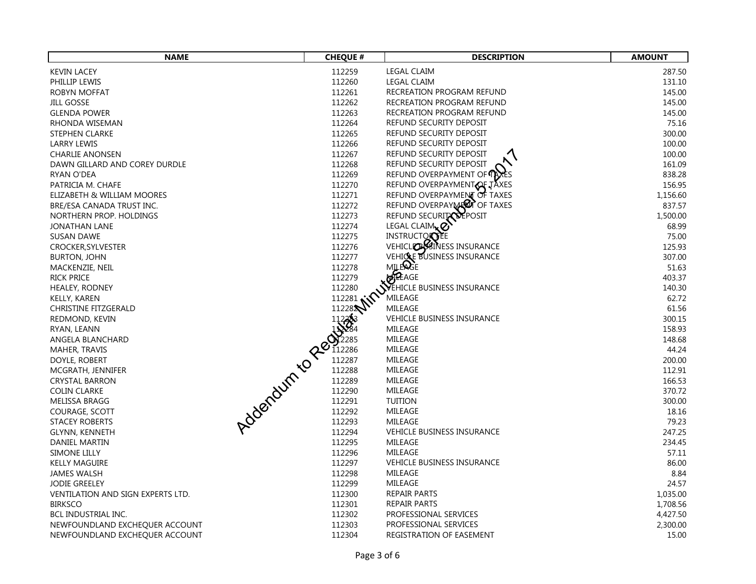| NAME | CHEQUE # | DESCRIPTION | AMOUNT |
|---|---|---|---|
| KEVIN LACEY | 112259 | LEGAL CLAIM | 287.50 |
| PHILLIP LEWIS | 112260 | LEGAL CLAIM | 131.10 |
| ROBYN MOFFAT | 112261 | RECREATION PROGRAM REFUND | 145.00 |
| JILL GOSSE | 112262 | RECREATION PROGRAM REFUND | 145.00 |
| GLENDA POWER | 112263 | RECREATION PROGRAM REFUND | 145.00 |
| RHONDA WISEMAN | 112264 | REFUND SECURITY DEPOSIT | 75.16 |
| STEPHEN CLARKE | 112265 | REFUND SECURITY DEPOSIT | 300.00 |
| LARRY LEWIS | 112266 | REFUND SECURITY DEPOSIT | 100.00 |
| CHARLIE ANONSEN | 112267 | REFUND SECURITY DEPOSIT | 100.00 |
| DAWN GILLARD AND COREY DURDLE | 112268 | REFUND SECURITY DEPOSIT | 161.09 |
| RYAN O'DEA | 112269 | REFUND OVERPAYMENT OF TAXES | 838.28 |
| PATRICIA M. CHAFE | 112270 | REFUND OVERPAYMENT OF TAXES | 156.95 |
| ELIZABETH & WILLIAM MOORES | 112271 | REFUND OVERPAYMENT OF TAXES | 1,156.60 |
| BRE/ESA CANADA TRUST INC. | 112272 | REFUND OVERPAYMENT OF TAXES | 837.57 |
| NORTHERN PROP. HOLDINGS | 112273 | REFUND SECURITY DEPOSIT | 1,500.00 |
| JONATHAN LANE | 112274 | LEGAL CLAIM | 68.99 |
| SUSAN DAWE | 112275 | INSTRUCTOR FEE | 75.00 |
| CROCKER,SYLVESTER | 112276 | VEHICLE BUSINESS INSURANCE | 125.93 |
| BURTON, JOHN | 112277 | VEHICLE BUSINESS INSURANCE | 307.00 |
| MACKENZIE, NEIL | 112278 | MILEAGE | 51.63 |
| RICK PRICE | 112279 | MILEAGE | 403.37 |
| HEALEY, RODNEY | 112280 | VEHICLE BUSINESS INSURANCE | 140.30 |
| KELLY, KAREN | 112281 | MILEAGE | 62.72 |
| CHRISTINE FITZGERALD | 112282 | MILEAGE | 61.56 |
| REDMOND, KEVIN | 112283 | VEHICLE BUSINESS INSURANCE | 300.15 |
| RYAN, LEANN | 112284 | MILEAGE | 158.93 |
| ANGELA BLANCHARD | 112285 | MILEAGE | 148.68 |
| MAHER, TRAVIS | 112286 | MILEAGE | 44.24 |
| DOYLE, ROBERT | 112287 | MILEAGE | 200.00 |
| MCGRATH, JENNIFER | 112288 | MILEAGE | 112.91 |
| CRYSTAL BARRON | 112289 | MILEAGE | 166.53 |
| COLIN CLARKE | 112290 | MILEAGE | 370.72 |
| MELISSA BRAGG | 112291 | TUITION | 300.00 |
| COURAGE, SCOTT | 112292 | MILEAGE | 18.16 |
| STACEY ROBERTS | 112293 | MILEAGE | 79.23 |
| GLYNN, KENNETH | 112294 | VEHICLE BUSINESS INSURANCE | 247.25 |
| DANIEL MARTIN | 112295 | MILEAGE | 234.45 |
| SIMONE LILLY | 112296 | MILEAGE | 57.11 |
| KELLY MAGUIRE | 112297 | VEHICLE BUSINESS INSURANCE | 86.00 |
| JAMES WALSH | 112298 | MILEAGE | 8.84 |
| JODIE GREELEY | 112299 | MILEAGE | 24.57 |
| VENTILATION AND SIGN EXPERTS LTD. | 112300 | REPAIR PARTS | 1,035.00 |
| BIRKSCO | 112301 | REPAIR PARTS | 1,708.56 |
| BCL INDUSTRIAL INC. | 112302 | PROFESSIONAL SERVICES | 4,427.50 |
| NEWFOUNDLAND EXCHEQUER ACCOUNT | 112303 | PROFESSIONAL SERVICES | 2,300.00 |
| NEWFOUNDLAND EXCHEQUER ACCOUNT | 112304 | REGISTRATION OF EASEMENT | 15.00 |

Addendum to Regular Minutes of September 5, 2017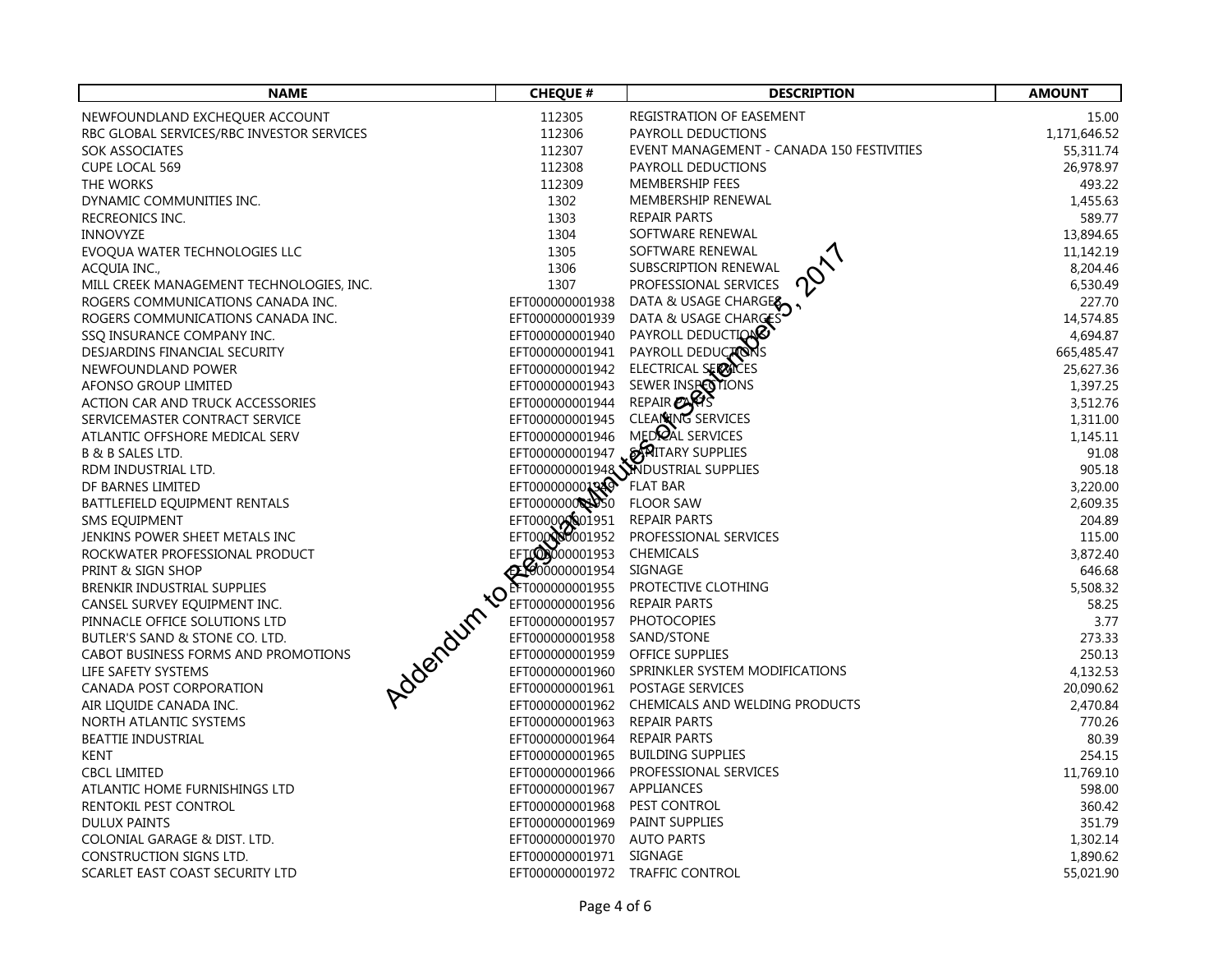| NAME | CHEQUE # | DESCRIPTION | AMOUNT |
|---|---|---|---|
| NEWFOUNDLAND EXCHEQUER ACCOUNT | 112305 | REGISTRATION OF EASEMENT | 15.00 |
| RBC GLOBAL SERVICES/RBC INVESTOR SERVICES | 112306 | PAYROLL DEDUCTIONS | 1,171,646.52 |
| SOK ASSOCIATES | 112307 | EVENT MANAGEMENT - CANADA 150 FESTIVITIES | 55,311.74 |
| CUPE LOCAL 569 | 112308 | PAYROLL DEDUCTIONS | 26,978.97 |
| THE WORKS | 112309 | MEMBERSHIP FEES | 493.22 |
| DYNAMIC COMMUNITIES INC. | 1302 | MEMBERSHIP RENEWAL | 1,455.63 |
| RECREONICS INC. | 1303 | REPAIR PARTS | 589.77 |
| INNOVYZE | 1304 | SOFTWARE RENEWAL | 13,894.65 |
| EVOQUA WATER TECHNOLOGIES LLC | 1305 | SOFTWARE RENEWAL | 11,142.19 |
| ACQUIA INC., | 1306 | SUBSCRIPTION RENEWAL | 8,204.46 |
| MILL CREEK MANAGEMENT TECHNOLOGIES, INC. | 1307 | PROFESSIONAL SERVICES | 6,530.49 |
| ROGERS COMMUNICATIONS CANADA INC. | EFT000000001938 | DATA & USAGE CHARGES | 227.70 |
| ROGERS COMMUNICATIONS CANADA INC. | EFT000000001939 | DATA & USAGE CHARGES | 14,574.85 |
| SSQ INSURANCE COMPANY INC. | EFT000000001940 | PAYROLL DEDUCTIONS | 4,694.87 |
| DESJARDINS FINANCIAL SECURITY | EFT000000001941 | PAYROLL DEDUCTIONS | 665,485.47 |
| NEWFOUNDLAND POWER | EFT000000001942 | ELECTRICAL SERVICES | 25,627.36 |
| AFONSO GROUP LIMITED | EFT000000001943 | SEWER INSPECTIONS | 1,397.25 |
| ACTION CAR AND TRUCK ACCESSORIES | EFT000000001944 | REPAIR PARTS | 3,512.76 |
| SERVICEMASTER CONTRACT SERVICE | EFT000000001945 | CLEANING SERVICES | 1,311.00 |
| ATLANTIC OFFSHORE MEDICAL SERV | EFT000000001946 | MEDICAL SERVICES | 1,145.11 |
| B & B SALES LTD. | EFT000000001947 | SANITARY SUPPLIES | 91.08 |
| RDM INDUSTRIAL LTD. | EFT000000001948 | INDUSTRIAL SUPPLIES | 905.18 |
| DF BARNES LIMITED | EFT000000001949 | FLAT BAR | 3,220.00 |
| BATTLEFIELD EQUIPMENT RENTALS | EFT000000001950 | FLOOR SAW | 2,609.35 |
| SMS EQUIPMENT | EFT000000001951 | REPAIR PARTS | 204.89 |
| JENKINS POWER SHEET METALS INC | EFT000000001952 | PROFESSIONAL SERVICES | 115.00 |
| ROCKWATER PROFESSIONAL PRODUCT | EFT000000001953 | CHEMICALS | 3,872.40 |
| PRINT & SIGN SHOP | EFT000000001954 | SIGNAGE | 646.68 |
| BRENKIR INDUSTRIAL SUPPLIES | EFT000000001955 | PROTECTIVE CLOTHING | 5,508.32 |
| CANSEL SURVEY EQUIPMENT INC. | EFT000000001956 | REPAIR PARTS | 58.25 |
| PINNACLE OFFICE SOLUTIONS LTD | EFT000000001957 | PHOTOCOPIES | 3.77 |
| BUTLER'S SAND & STONE CO. LTD. | EFT000000001958 | SAND/STONE | 273.33 |
| CABOT BUSINESS FORMS AND PROMOTIONS | EFT000000001959 | OFFICE SUPPLIES | 250.13 |
| LIFE SAFETY SYSTEMS | EFT000000001960 | SPRINKLER SYSTEM MODIFICATIONS | 4,132.53 |
| CANADA POST CORPORATION | EFT000000001961 | POSTAGE SERVICES | 20,090.62 |
| AIR LIQUIDE CANADA INC. | EFT000000001962 | CHEMICALS AND WELDING PRODUCTS | 2,470.84 |
| NORTH ATLANTIC SYSTEMS | EFT000000001963 | REPAIR PARTS | 770.26 |
| BEATTIE INDUSTRIAL | EFT000000001964 | REPAIR PARTS | 80.39 |
| KENT | EFT000000001965 | BUILDING SUPPLIES | 254.15 |
| CBCL LIMITED | EFT000000001966 | PROFESSIONAL SERVICES | 11,769.10 |
| ATLANTIC HOME FURNISHINGS LTD | EFT000000001967 | APPLIANCES | 598.00 |
| RENTOKIL PEST CONTROL | EFT000000001968 | PEST CONTROL | 360.42 |
| DULUX PAINTS | EFT000000001969 | PAINT SUPPLIES | 351.79 |
| COLONIAL GARAGE & DIST. LTD. | EFT000000001970 | AUTO PARTS | 1,302.14 |
| CONSTRUCTION SIGNS LTD. | EFT000000001971 | SIGNAGE | 1,890.62 |
| SCARLET EAST COAST SECURITY LTD | EFT000000001972 | TRAFFIC CONTROL | 55,021.90 |

Addendum to Regular Minutes of September 5, 2017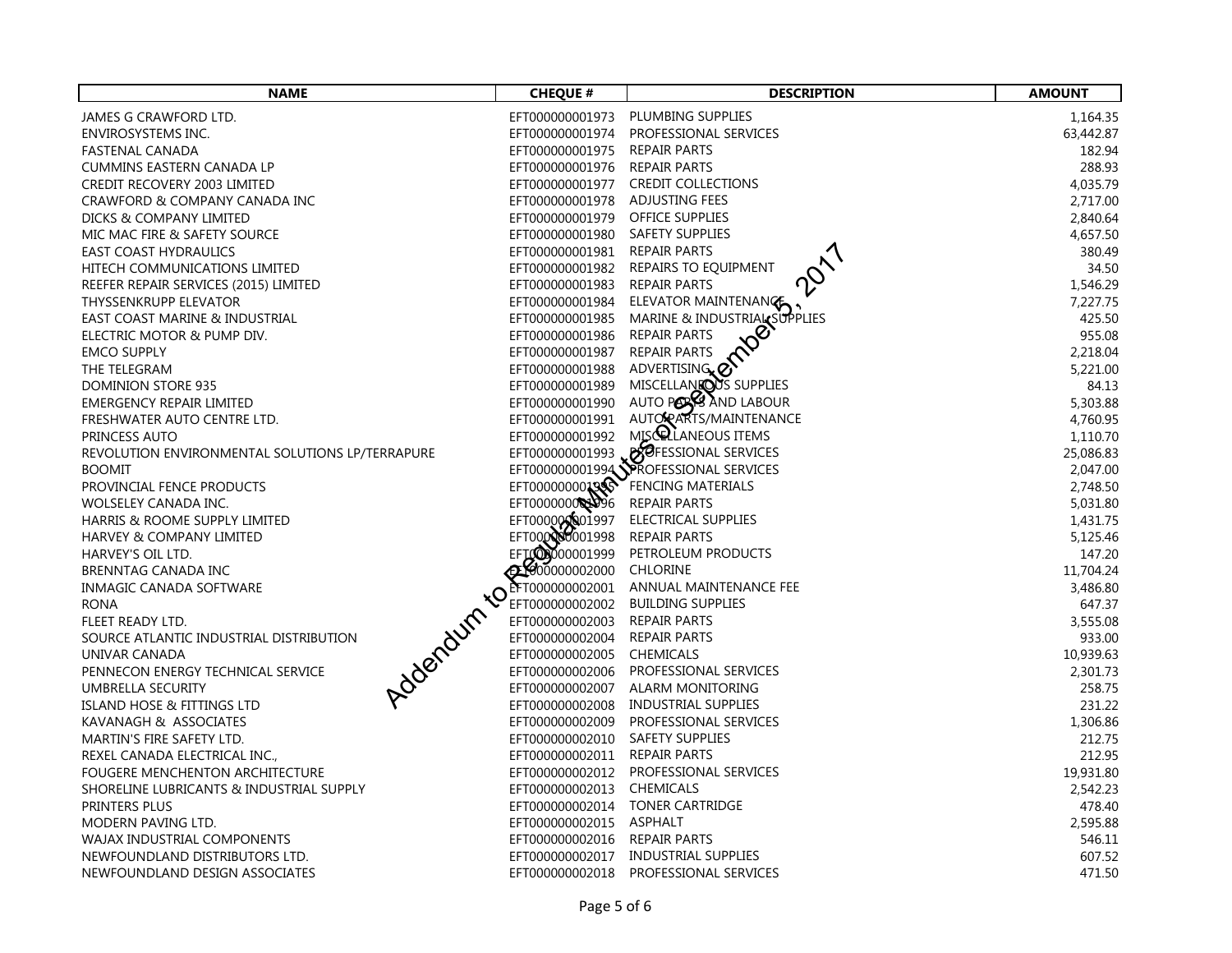| NAME | CHEQUE # | DESCRIPTION | AMOUNT |
|---|---|---|---|
| JAMES G CRAWFORD LTD. | EFT000000001973 | PLUMBING SUPPLIES | 1,164.35 |
| ENVIROSYSTEMS INC. | EFT000000001974 | PROFESSIONAL SERVICES | 63,442.87 |
| FASTENAL CANADA | EFT000000001975 | REPAIR PARTS | 182.94 |
| CUMMINS EASTERN CANADA LP | EFT000000001976 | REPAIR PARTS | 288.93 |
| CREDIT RECOVERY 2003 LIMITED | EFT000000001977 | CREDIT COLLECTIONS | 4,035.79 |
| CRAWFORD & COMPANY CANADA INC | EFT000000001978 | ADJUSTING FEES | 2,717.00 |
| DICKS & COMPANY LIMITED | EFT000000001979 | OFFICE SUPPLIES | 2,840.64 |
| MIC MAC FIRE & SAFETY SOURCE | EFT000000001980 | SAFETY SUPPLIES | 4,657.50 |
| EAST COAST HYDRAULICS | EFT000000001981 | REPAIR PARTS | 380.49 |
| HITECH COMMUNICATIONS LIMITED | EFT000000001982 | REPAIRS TO EQUIPMENT | 34.50 |
| REEFER REPAIR SERVICES (2015) LIMITED | EFT000000001983 | REPAIR PARTS | 1,546.29 |
| THYSSENKRUPP ELEVATOR | EFT000000001984 | ELEVATOR MAINTENANCE | 7,227.75 |
| EAST COAST MARINE & INDUSTRIAL | EFT000000001985 | MARINE & INDUSTRIAL SUPPLIES | 425.50 |
| ELECTRIC MOTOR & PUMP DIV. | EFT000000001986 | REPAIR PARTS | 955.08 |
| EMCO SUPPLY | EFT000000001987 | REPAIR PARTS | 2,218.04 |
| THE TELEGRAM | EFT000000001988 | ADVERTISING | 5,221.00 |
| DOMINION STORE 935 | EFT000000001989 | MISCELLANEOUS SUPPLIES | 84.13 |
| EMERGENCY REPAIR LIMITED | EFT000000001990 | AUTO PARTS AND LABOUR | 5,303.88 |
| FRESHWATER AUTO CENTRE LTD. | EFT000000001991 | AUTO PARTS/MAINTENANCE | 4,760.95 |
| PRINCESS AUTO | EFT000000001992 | MISCELLANEOUS ITEMS | 1,110.70 |
| REVOLUTION ENVIRONMENTAL SOLUTIONS LP/TERRAPURE | EFT000000001993 | PROFESSIONAL SERVICES | 25,086.83 |
| BOOMIT | EFT000000001994 | PROFESSIONAL SERVICES | 2,047.00 |
| PROVINCIAL FENCE PRODUCTS | EFT000000001995 | FENCING MATERIALS | 2,748.50 |
| WOLSELEY CANADA INC. | EFT000000001996 | REPAIR PARTS | 5,031.80 |
| HARRIS & ROOME SUPPLY LIMITED | EFT000000001997 | ELECTRICAL SUPPLIES | 1,431.75 |
| HARVEY & COMPANY LIMITED | EFT000000001998 | REPAIR PARTS | 5,125.46 |
| HARVEY'S OIL LTD. | EFT000000001999 | PETROLEUM PRODUCTS | 147.20 |
| BRENNTAG CANADA INC | EFT000000002000 | CHLORINE | 11,704.24 |
| INMAGIC CANADA SOFTWARE | EFT000000002001 | ANNUAL MAINTENANCE FEE | 3,486.80 |
| RONA | EFT000000002002 | BUILDING SUPPLIES | 647.37 |
| FLEET READY LTD. | EFT000000002003 | REPAIR PARTS | 3,555.08 |
| SOURCE ATLANTIC INDUSTRIAL DISTRIBUTION | EFT000000002004 | REPAIR PARTS | 933.00 |
| UNIVAR CANADA | EFT000000002005 | CHEMICALS | 10,939.63 |
| PENNECON ENERGY TECHNICAL SERVICE | EFT000000002006 | PROFESSIONAL SERVICES | 2,301.73 |
| UMBRELLA SECURITY | EFT000000002007 | ALARM MONITORING | 258.75 |
| ISLAND HOSE & FITTINGS LTD | EFT000000002008 | INDUSTRIAL SUPPLIES | 231.22 |
| KAVANAGH & ASSOCIATES | EFT000000002009 | PROFESSIONAL SERVICES | 1,306.86 |
| MARTIN'S FIRE SAFETY LTD. | EFT000000002010 | SAFETY SUPPLIES | 212.75 |
| REXEL CANADA ELECTRICAL INC., | EFT000000002011 | REPAIR PARTS | 212.95 |
| FOUGERE MENCHENTON ARCHITECTURE | EFT000000002012 | PROFESSIONAL SERVICES | 19,931.80 |
| SHORELINE LUBRICANTS & INDUSTRIAL SUPPLY | EFT000000002013 | CHEMICALS | 2,542.23 |
| PRINTERS PLUS | EFT000000002014 | TONER CARTRIDGE | 478.40 |
| MODERN PAVING LTD. | EFT000000002015 | ASPHALT | 2,595.88 |
| WAJAX INDUSTRIAL COMPONENTS | EFT000000002016 | REPAIR PARTS | 546.11 |
| NEWFOUNDLAND DISTRIBUTORS LTD. | EFT000000002017 | INDUSTRIAL SUPPLIES | 607.52 |
| NEWFOUNDLAND DESIGN ASSOCIATES | EFT000000002018 | PROFESSIONAL SERVICES | 471.50 |

Addendum to Regular Minutes of September 5, 2017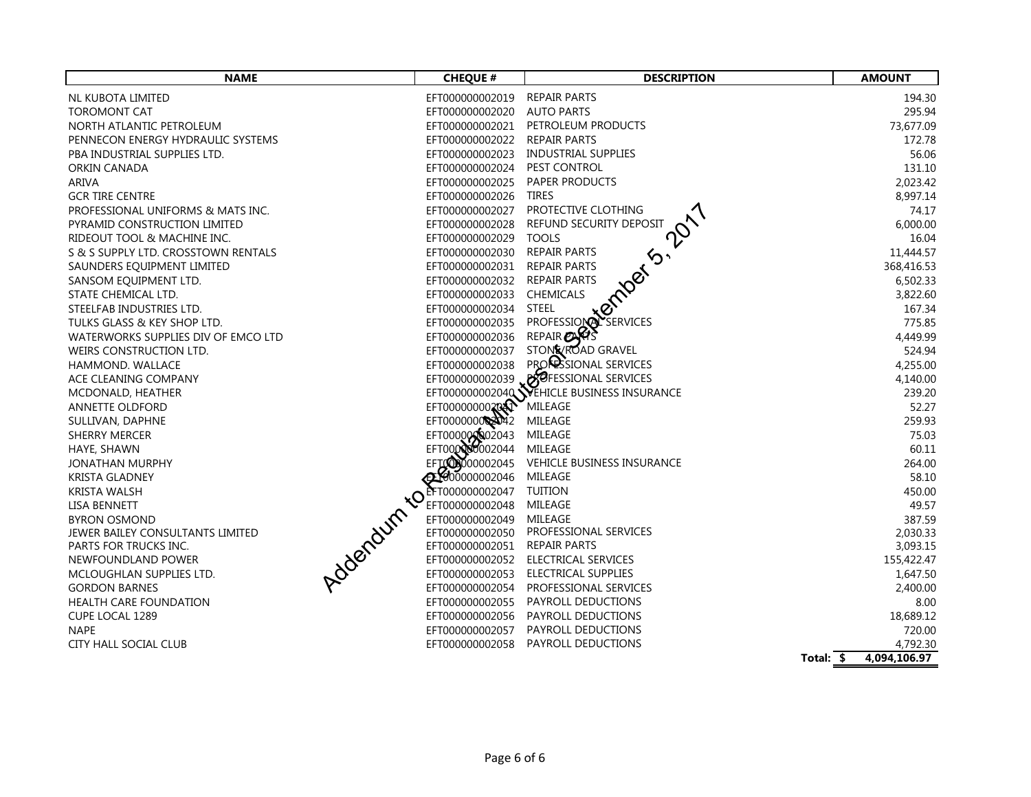| NAME | CHEQUE # | DESCRIPTION | AMOUNT |
|---|---|---|---|
| NL KUBOTA LIMITED | EFT000000002019 | REPAIR PARTS | 194.30 |
| TOROMONT CAT | EFT000000002020 | AUTO PARTS | 295.94 |
| NORTH ATLANTIC PETROLEUM | EFT000000002021 | PETROLEUM PRODUCTS | 73,677.09 |
| PENNECON ENERGY HYDRAULIC SYSTEMS | EFT000000002022 | REPAIR PARTS | 172.78 |
| PBA INDUSTRIAL SUPPLIES LTD. | EFT000000002023 | INDUSTRIAL SUPPLIES | 56.06 |
| ORKIN CANADA | EFT000000002024 | PEST CONTROL | 131.10 |
| ARIVA | EFT000000002025 | PAPER PRODUCTS | 2,023.42 |
| GCR TIRE CENTRE | EFT000000002026 | TIRES | 8,997.14 |
| PROFESSIONAL UNIFORMS & MATS INC. | EFT000000002027 | PROTECTIVE CLOTHING | 74.17 |
| PYRAMID CONSTRUCTION LIMITED | EFT000000002028 | REFUND SECURITY DEPOSIT | 6,000.00 |
| RIDEOUT TOOL & MACHINE INC. | EFT000000002029 | TOOLS | 16.04 |
| S & S SUPPLY LTD. CROSSTOWN RENTALS | EFT000000002030 | REPAIR PARTS | 11,444.57 |
| SAUNDERS EQUIPMENT LIMITED | EFT000000002031 | REPAIR PARTS | 368,416.53 |
| SANSOM EQUIPMENT LTD. | EFT000000002032 | REPAIR PARTS | 6,502.33 |
| STATE CHEMICAL LTD. | EFT000000002033 | CHEMICALS | 3,822.60 |
| STEELFAB INDUSTRIES LTD. | EFT000000002034 | STEEL | 167.34 |
| TULKS GLASS & KEY SHOP LTD. | EFT000000002035 | PROFESSIONAL SERVICES | 775.85 |
| WATERWORKS SUPPLIES DIV OF EMCO LTD | EFT000000002036 | REPAIR PARTS | 4,449.99 |
| WEIRS CONSTRUCTION LTD. | EFT000000002037 | STONE/ROAD GRAVEL | 524.94 |
| HAMMOND. WALLACE | EFT000000002038 | PROFESSIONAL SERVICES | 4,255.00 |
| ACE CLEANING COMPANY | EFT000000002039 | PROFESSIONAL SERVICES | 4,140.00 |
| MCDONALD, HEATHER | EFT000000002040 | VEHICLE BUSINESS INSURANCE | 239.20 |
| ANNETTE OLDFORD | EFT000000002041 | MILEAGE | 52.27 |
| SULLIVAN, DAPHNE | EFT000000002042 | MILEAGE | 259.93 |
| SHERRY MERCER | EFT000000002043 | MILEAGE | 75.03 |
| HAYE, SHAWN | EFT000000002044 | MILEAGE | 60.11 |
| JONATHAN MURPHY | EFT000000002045 | VEHICLE BUSINESS INSURANCE | 264.00 |
| KRISTA GLADNEY | EFT000000002046 | MILEAGE | 58.10 |
| KRISTA WALSH | EFT000000002047 | TUITION | 450.00 |
| LISA BENNETT | EFT000000002048 | MILEAGE | 49.57 |
| BYRON OSMOND | EFT000000002049 | MILEAGE | 387.59 |
| JEWER BAILEY CONSULTANTS LIMITED | EFT000000002050 | PROFESSIONAL SERVICES | 2,030.33 |
| PARTS FOR TRUCKS INC. | EFT000000002051 | REPAIR PARTS | 3,093.15 |
| NEWFOUNDLAND POWER | EFT000000002052 | ELECTRICAL SERVICES | 155,422.47 |
| MCLOUGHLAN SUPPLIES LTD. | EFT000000002053 | ELECTRICAL SUPPLIES | 1,647.50 |
| GORDON BARNES | EFT000000002054 | PROFESSIONAL SERVICES | 2,400.00 |
| HEALTH CARE FOUNDATION | EFT000000002055 | PAYROLL DEDUCTIONS | 8.00 |
| CUPE LOCAL 1289 | EFT000000002056 | PAYROLL DEDUCTIONS | 18,689.12 |
| NAPE | EFT000000002057 | PAYROLL DEDUCTIONS | 720.00 |
| CITY HALL SOCIAL CLUB | EFT000000002058 | PAYROLL DEDUCTIONS | 4,792.30 |
| | | Total: $ | 4,094,106.97 |

Addendum to Regular Minutes of September 5, 2017